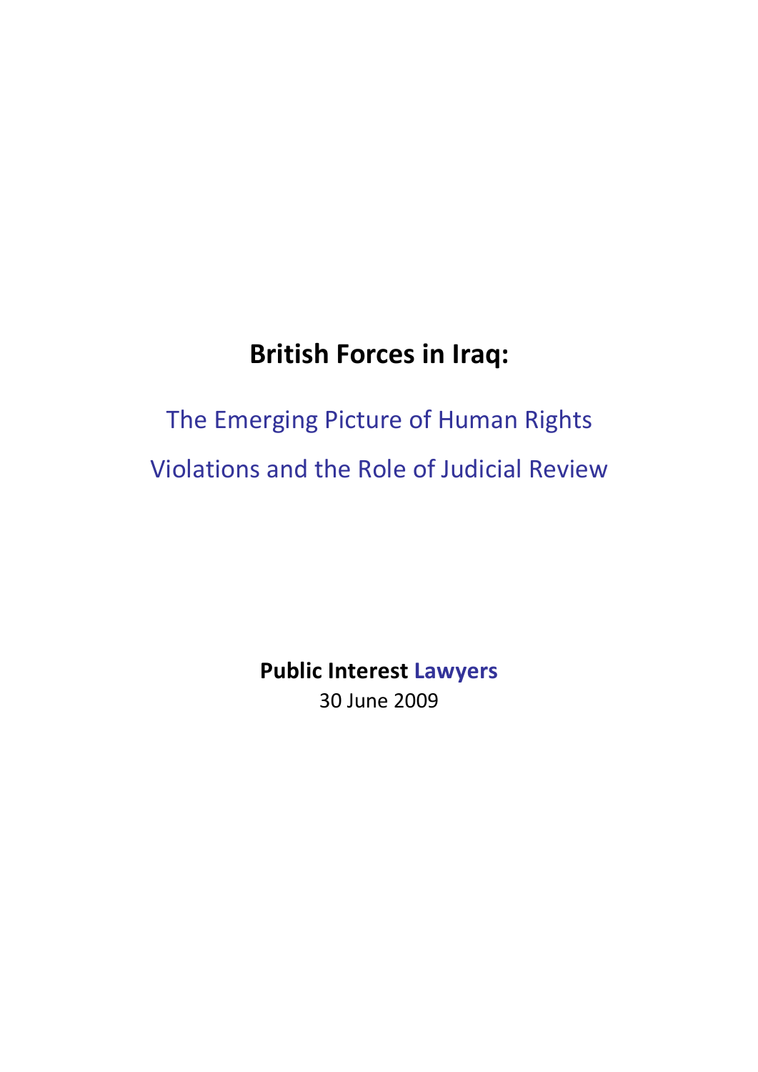# British Forces in Iraq:

## The Emerging Picture of Human Rights Violations and the Role of Judicial Review

**Public Interest Lawyers**

30 June 2009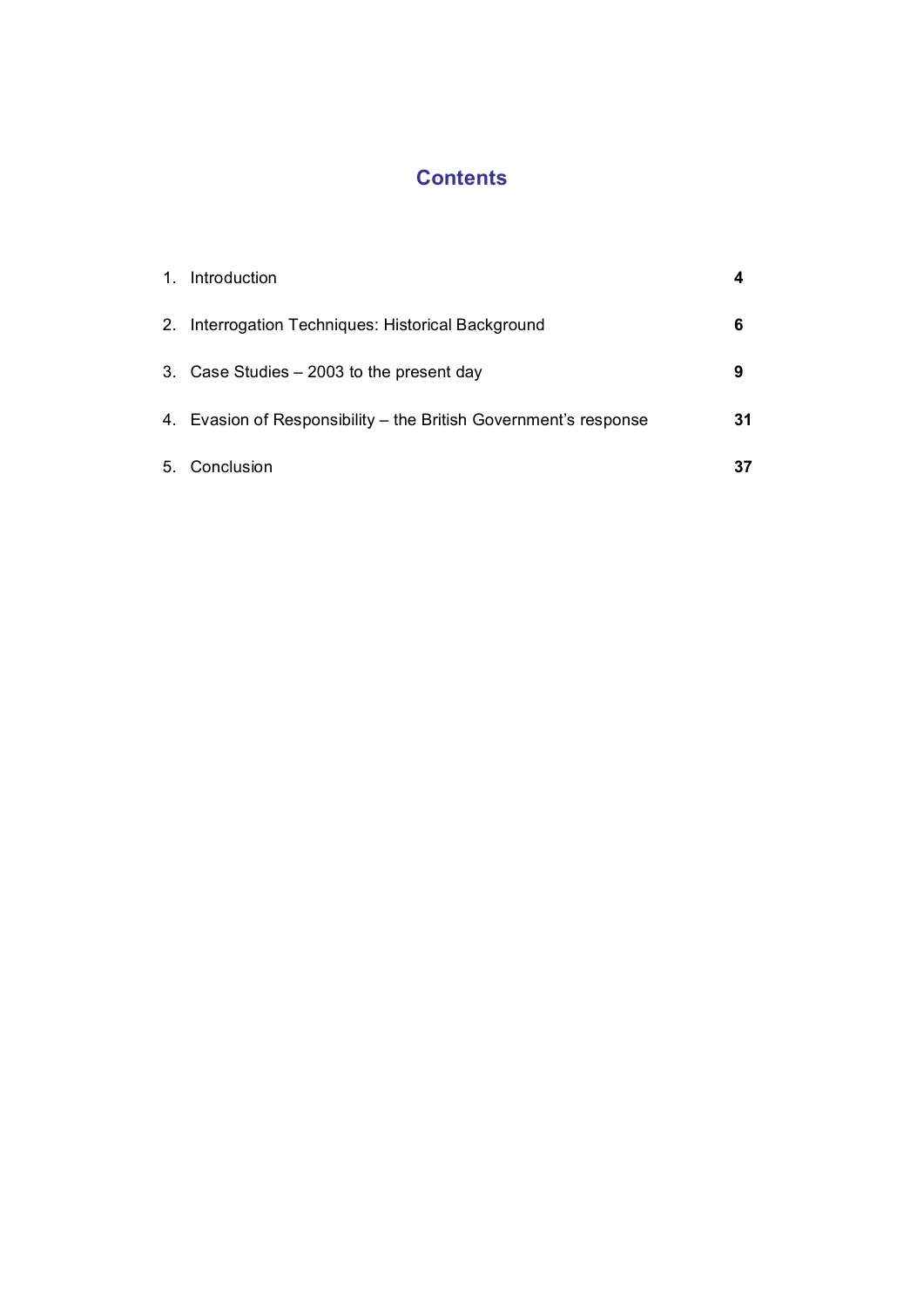# Contents

| | | |
|---|---|---|
| 1. | Introduction | **4** |
| 2. | Interrogation Techniques: Historical Background | **6** |
| 3. | Case Studies – 2003 to the present day | **9** |
| 4. | Evasion of Responsibility – the British Government's response | **31** |
| 5. | Conclusion | **37** |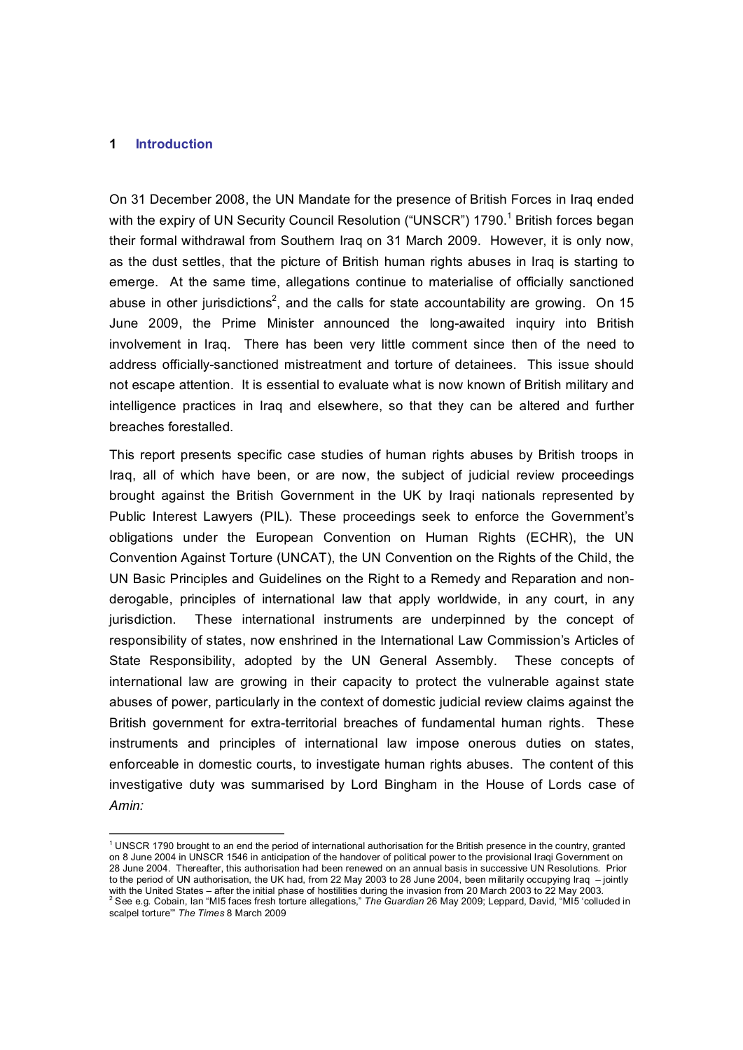## 1 Introduction

On 31 December 2008, the UN Mandate for the presence of British Forces in Iraq ended with the expiry of UN Security Council Resolution ("UNSCR") 1790.[1] British forces began their formal withdrawal from Southern Iraq on 31 March 2009. However, it is only now, as the dust settles, that the picture of British human rights abuses in Iraq is starting to emerge. At the same time, allegations continue to materialise of officially sanctioned abuse in other jurisdictions[2], and the calls for state accountability are growing. On 15 June 2009, the Prime Minister announced the long-awaited inquiry into British involvement in Iraq. There has been very little comment since then of the need to address officially-sanctioned mistreatment and torture of detainees. This issue should not escape attention. It is essential to evaluate what is now known of British military and intelligence practices in Iraq and elsewhere, so that they can be altered and further breaches forestalled.

This report presents specific case studies of human rights abuses by British troops in Iraq, all of which have been, or are now, the subject of judicial review proceedings brought against the British Government in the UK by Iraqi nationals represented by Public Interest Lawyers (PIL). These proceedings seek to enforce the Government's obligations under the European Convention on Human Rights (ECHR), the UN Convention Against Torture (UNCAT), the UN Convention on the Rights of the Child, the UN Basic Principles and Guidelines on the Right to a Remedy and Reparation and non-derogable, principles of international law that apply worldwide, in any court, in any jurisdiction. These international instruments are underpinned by the concept of responsibility of states, now enshrined in the International Law Commission's Articles of State Responsibility, adopted by the UN General Assembly. These concepts of international law are growing in their capacity to protect the vulnerable against state abuses of power, particularly in the context of domestic judicial review claims against the British government for extra-territorial breaches of fundamental human rights. These instruments and principles of international law impose onerous duties on states, enforceable in domestic courts, to investigate human rights abuses. The content of this investigative duty was summarised by Lord Bingham in the House of Lords case of *Amin:*

---

[1] UNSCR 1790 brought to an end the period of international authorisation for the British presence in the country, granted on 8 June 2004 in UNSCR 1546 in anticipation of the handover of political power to the provisional Iraqi Government on 28 June 2004. Thereafter, this authorisation had been renewed on an annual basis in successive UN Resolutions. Prior to the period of UN authorisation, the UK had, from 22 May 2003 to 28 June 2004, been militarily occupying Iraq – jointly with the United States – after the initial phase of hostilities during the invasion from 20 March 2003 to 22 May 2003.

[2] See e.g. Cobain, Ian "MI5 faces fresh torture allegations," *The Guardian* 26 May 2009; Leppard, David, "MI5 'colluded in scalpel torture'" *The Times* 8 March 2009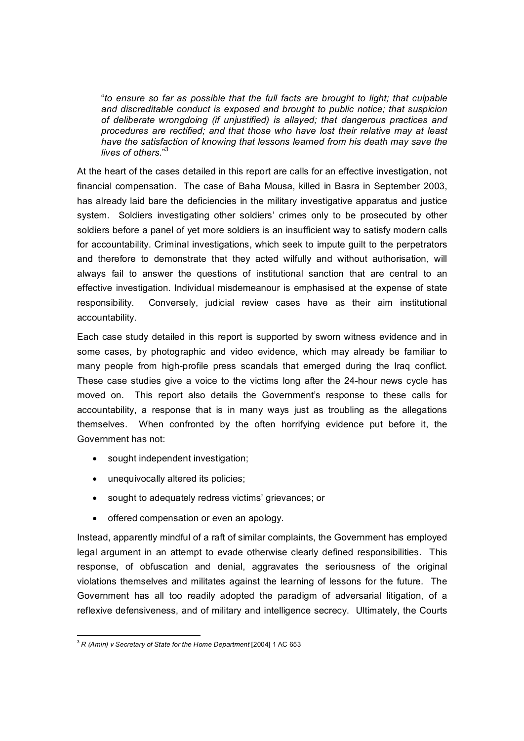"*to ensure so far as possible that the full facts are brought to light; that culpable and discreditable conduct is exposed and brought to public notice; that suspicion of deliberate wrongdoing (if unjustified) is allayed; that dangerous practices and procedures are rectified; and that those who have lost their relative may at least have the satisfaction of knowing that lessons learned from his death may save the lives of others*."[3]

At the heart of the cases detailed in this report are calls for an effective investigation, not financial compensation. The case of Baha Mousa, killed in Basra in September 2003, has already laid bare the deficiencies in the military investigative apparatus and justice system. Soldiers investigating other soldiers' crimes only to be prosecuted by other soldiers before a panel of yet more soldiers is an insufficient way to satisfy modern calls for accountability. Criminal investigations, which seek to impute guilt to the perpetrators and therefore to demonstrate that they acted wilfully and without authorisation, will always fail to answer the questions of institutional sanction that are central to an effective investigation. Individual misdemeanour is emphasised at the expense of state responsibility. Conversely, judicial review cases have as their aim institutional accountability.

Each case study detailed in this report is supported by sworn witness evidence and in some cases, by photographic and video evidence, which may already be familiar to many people from high-profile press scandals that emerged during the Iraq conflict. These case studies give a voice to the victims long after the 24-hour news cycle has moved on. This report also details the Government's response to these calls for accountability, a response that is in many ways just as troubling as the allegations themselves. When confronted by the often horrifying evidence put before it, the Government has not:

- sought independent investigation;
- unequivocally altered its policies;
- sought to adequately redress victims' grievances; or
- offered compensation or even an apology.

Instead, apparently mindful of a raft of similar complaints, the Government has employed legal argument in an attempt to evade otherwise clearly defined responsibilities. This response, of obfuscation and denial, aggravates the seriousness of the original violations themselves and militates against the learning of lessons for the future. The Government has all too readily adopted the paradigm of adversarial litigation, of a reflexive defensiveness, and of military and intelligence secrecy. Ultimately, the Courts

---

[3] *R (Amin) v Secretary of State for the Home Department* [2004] 1 AC 653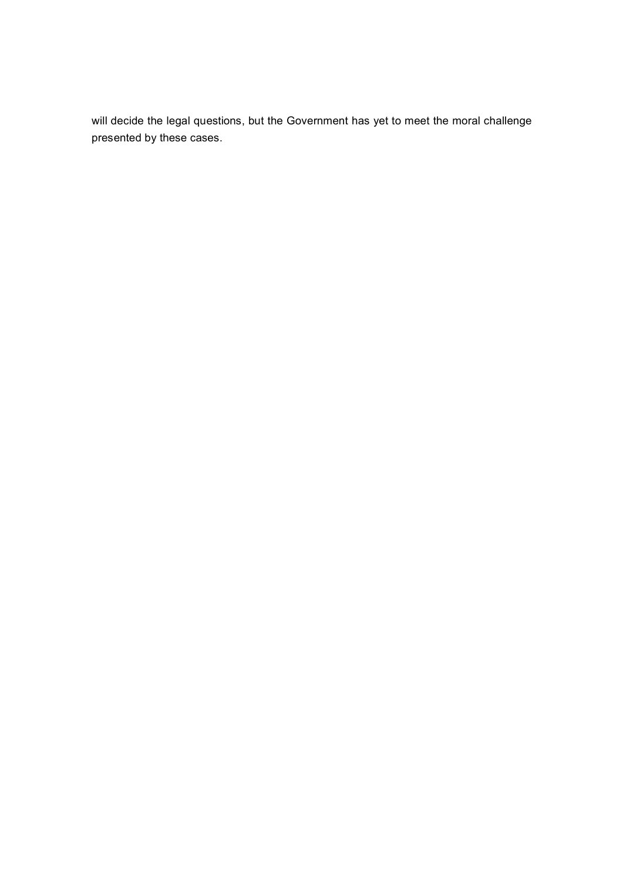will decide the legal questions, but the Government has yet to meet the moral challenge presented by these cases.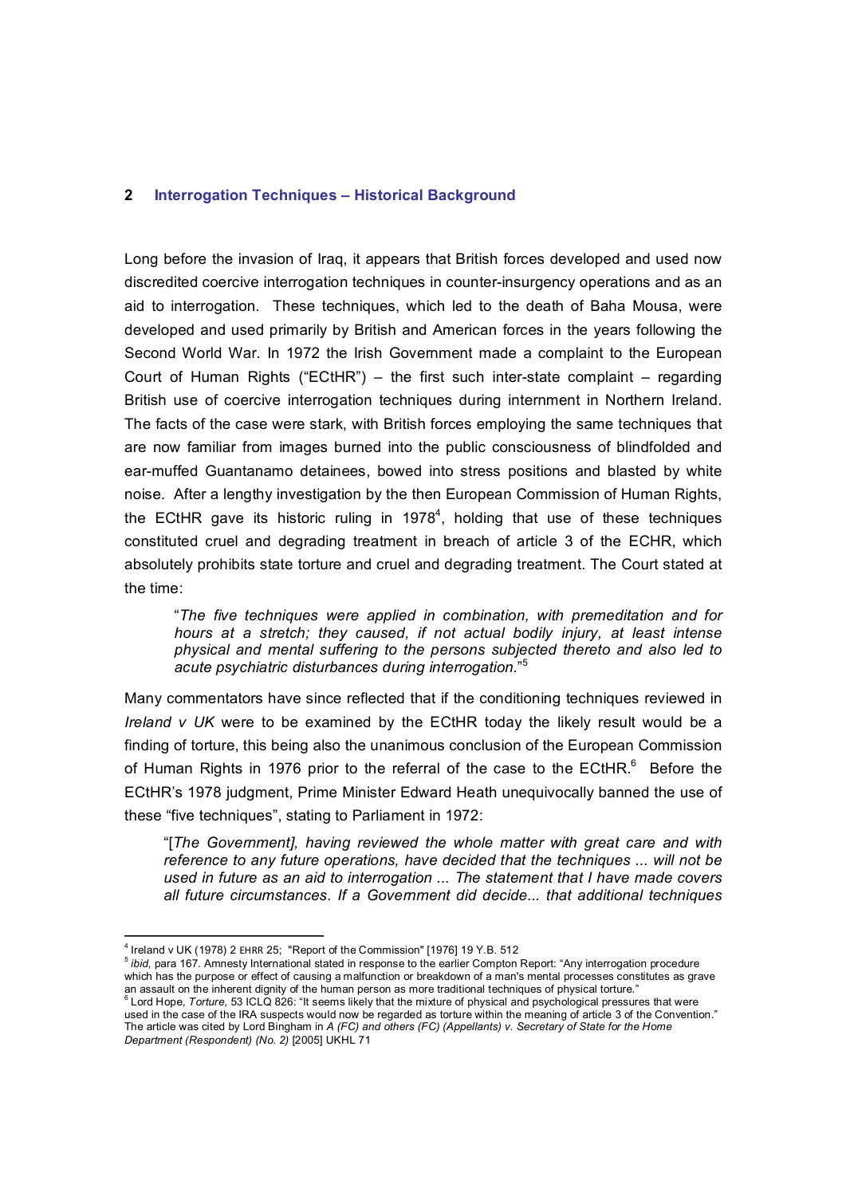## 2 Interrogation Techniques – Historical Background

Long before the invasion of Iraq, it appears that British forces developed and used now discredited coercive interrogation techniques in counter-insurgency operations and as an aid to interrogation. These techniques, which led to the death of Baha Mousa, were developed and used primarily by British and American forces in the years following the Second World War. In 1972 the Irish Government made a complaint to the European Court of Human Rights ("ECtHR") – the first such inter-state complaint – regarding British use of coercive interrogation techniques during internment in Northern Ireland. The facts of the case were stark, with British forces employing the same techniques that are now familiar from images burned into the public consciousness of blindfolded and ear-muffed Guantanamo detainees, bowed into stress positions and blasted by white noise. After a lengthy investigation by the then European Commission of Human Rights, the ECtHR gave its historic ruling in 1978[4], holding that use of these techniques constituted cruel and degrading treatment in breach of article 3 of the ECHR, which absolutely prohibits state torture and cruel and degrading treatment. The Court stated at the time:

> "*The five techniques were applied in combination, with premeditation and for hours at a stretch; they caused, if not actual bodily injury, at least intense physical and mental suffering to the persons subjected thereto and also led to acute psychiatric disturbances during interrogation.*"[5]

Many commentators have since reflected that if the conditioning techniques reviewed in *Ireland v UK* were to be examined by the ECtHR today the likely result would be a finding of torture, this being also the unanimous conclusion of the European Commission of Human Rights in 1976 prior to the referral of the case to the ECtHR.[6] Before the ECtHR's 1978 judgment, Prime Minister Edward Heath unequivocally banned the use of these "five techniques", stating to Parliament in 1972:

> "[*The Government*], *having reviewed the whole matter with great care and with reference to any future operations, have decided that the techniques ... will not be used in future as an aid to interrogation ... The statement that I have made covers all future circumstances. If a Government did decide... that additional techniques*

---

[4] Ireland v UK (1978) 2 EHRR 25; "Report of the Commission" [1976] 19 Y.B. 512

[5] *ibid*, para 167. Amnesty International stated in response to the earlier Compton Report: "Any interrogation procedure which has the purpose or effect of causing a malfunction or breakdown of a man's mental processes constitutes as grave an assault on the inherent dignity of the human person as more traditional techniques of physical torture."

[6] Lord Hope, *Torture*, 53 ICLQ 826: "It seems likely that the mixture of physical and psychological pressures that were used in the case of the IRA suspects would now be regarded as torture within the meaning of article 3 of the Convention." The article was cited by Lord Bingham in *A (FC) and others (FC) (Appellants) v. Secretary of State for the Home Department (Respondent) (No. 2)* [2005] UKHL 71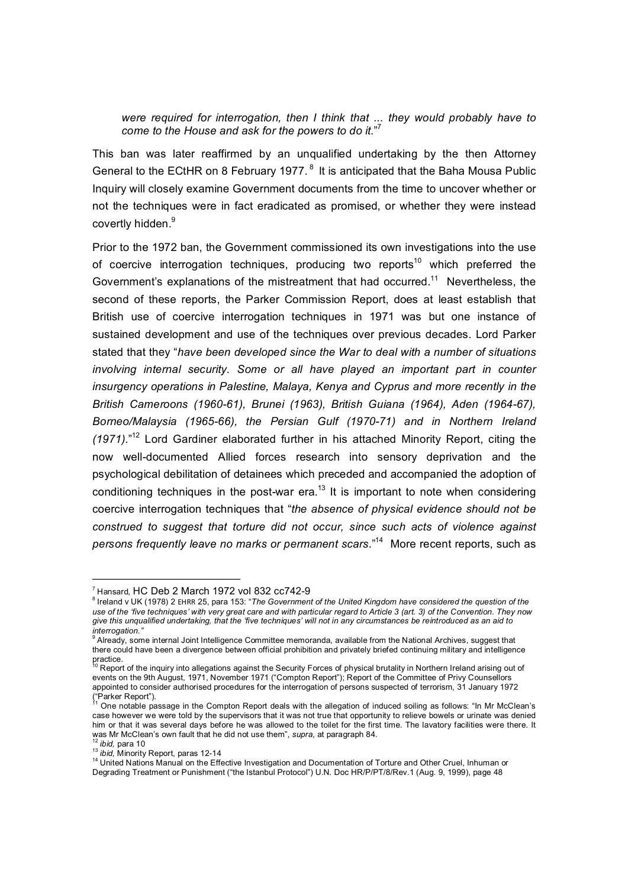*were required for interrogation, then I think that ... they would probably have to come to the House and ask for the powers to do it*."[7]

This ban was later reaffirmed by an unqualified undertaking by the then Attorney General to the ECtHR on 8 February 1977.[8] It is anticipated that the Baha Mousa Public Inquiry will closely examine Government documents from the time to uncover whether or not the techniques were in fact eradicated as promised, or whether they were instead covertly hidden.[9]

Prior to the 1972 ban, the Government commissioned its own investigations into the use of coercive interrogation techniques, producing two reports[10] which preferred the Government's explanations of the mistreatment that had occurred.[11] Nevertheless, the second of these reports, the Parker Commission Report, does at least establish that British use of coercive interrogation techniques in 1971 was but one instance of sustained development and use of the techniques over previous decades. Lord Parker stated that they "*have been developed since the War to deal with a number of situations involving internal security. Some or all have played an important part in counter insurgency operations in Palestine, Malaya, Kenya and Cyprus and more recently in the British Cameroons (1960-61), Brunei (1963), British Guiana (1964), Aden (1964-67), Borneo/Malaysia (1965-66), the Persian Gulf (1970-71) and in Northern Ireland (1971).*"[12] Lord Gardiner elaborated further in his attached Minority Report, citing the now well-documented Allied forces research into sensory deprivation and the psychological debilitation of detainees which preceded and accompanied the adoption of conditioning techniques in the post-war era.[13] It is important to note when considering coercive interrogation techniques that "*the absence of physical evidence should not be construed to suggest that torture did not occur, since such acts of violence against persons frequently leave no marks or permanent scars*."[14] More recent reports, such as

---

[7] Hansard, HC Deb 2 March 1972 vol 832 cc742-9

[8] Ireland v UK (1978) 2 EHRR 25, para 153: "*The Government of the United Kingdom have considered the question of the use of the 'five techniques' with very great care and with particular regard to Article 3 (art. 3) of the Convention. They now give this unqualified undertaking, that the 'five techniques' will not in any circumstances be reintroduced as an aid to interrogation.*"

[9] Already, some internal Joint Intelligence Committee memoranda, available from the National Archives, suggest that there could have been a divergence between official prohibition and privately briefed continuing military and intelligence practice.

[10] Report of the inquiry into allegations against the Security Forces of physical brutality in Northern Ireland arising out of events on the 9th August, 1971, November 1971 ("Compton Report"); Report of the Committee of Privy Counsellors appointed to consider authorised procedures for the interrogation of persons suspected of terrorism, 31 January 1972 ("Parker Report").

[11] One notable passage in the Compton Report deals with the allegation of induced soiling as follows: "In Mr McClean's case however we were told by the supervisors that it was not true that opportunity to relieve bowels or urinate was denied him or that it was several days before he was allowed to the toilet for the first time. The lavatory facilities were there. It was Mr McClean's own fault that he did not use them", *supra*, at paragraph 84.

[12] *ibid,* para 10

[13] *ibid,* Minority Report, paras 12-14

[14] United Nations Manual on the Effective Investigation and Documentation of Torture and Other Cruel, Inhuman or Degrading Treatment or Punishment ("the Istanbul Protocol") U.N. Doc HR/P/PT/8/Rev.1 (Aug. 9, 1999), page 48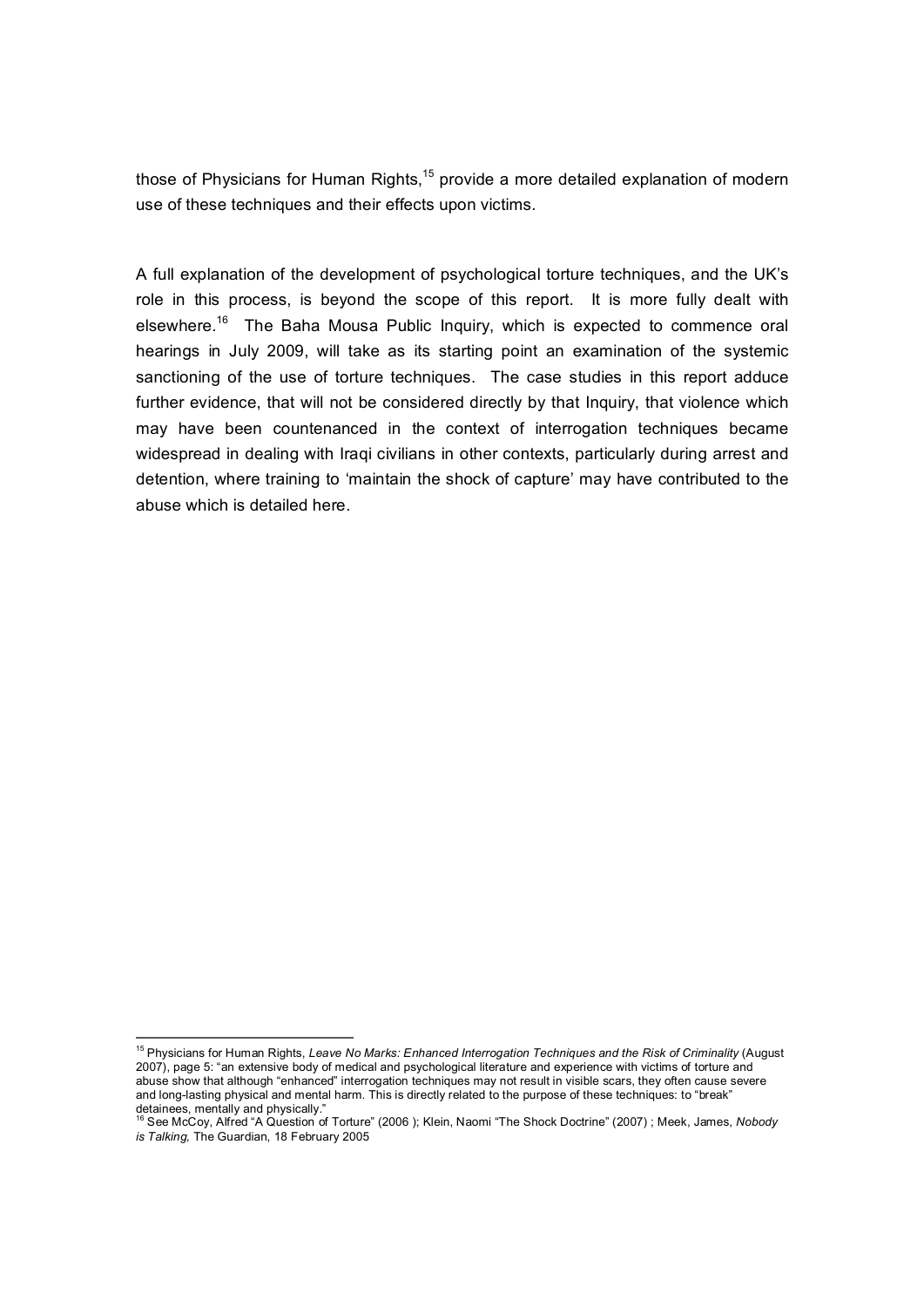those of Physicians for Human Rights,[15] provide a more detailed explanation of modern use of these techniques and their effects upon victims.

A full explanation of the development of psychological torture techniques, and the UK's role in this process, is beyond the scope of this report. It is more fully dealt with elsewhere.[16] The Baha Mousa Public Inquiry, which is expected to commence oral hearings in July 2009, will take as its starting point an examination of the systemic sanctioning of the use of torture techniques. The case studies in this report adduce further evidence, that will not be considered directly by that Inquiry, that violence which may have been countenanced in the context of interrogation techniques became widespread in dealing with Iraqi civilians in other contexts, particularly during arrest and detention, where training to 'maintain the shock of capture' may have contributed to the abuse which is detailed here.

---

[15] Physicians for Human Rights, *Leave No Marks: Enhanced Interrogation Techniques and the Risk of Criminality* (August 2007), page 5: "an extensive body of medical and psychological literature and experience with victims of torture and abuse show that although "enhanced" interrogation techniques may not result in visible scars, they often cause severe and long-lasting physical and mental harm. This is directly related to the purpose of these techniques: to "break" detainees, mentally and physically."

[16] See McCoy, Alfred "A Question of Torture" (2006 ); Klein, Naomi "The Shock Doctrine" (2007) ; Meek, James, *Nobody is Talking,* The Guardian, 18 February 2005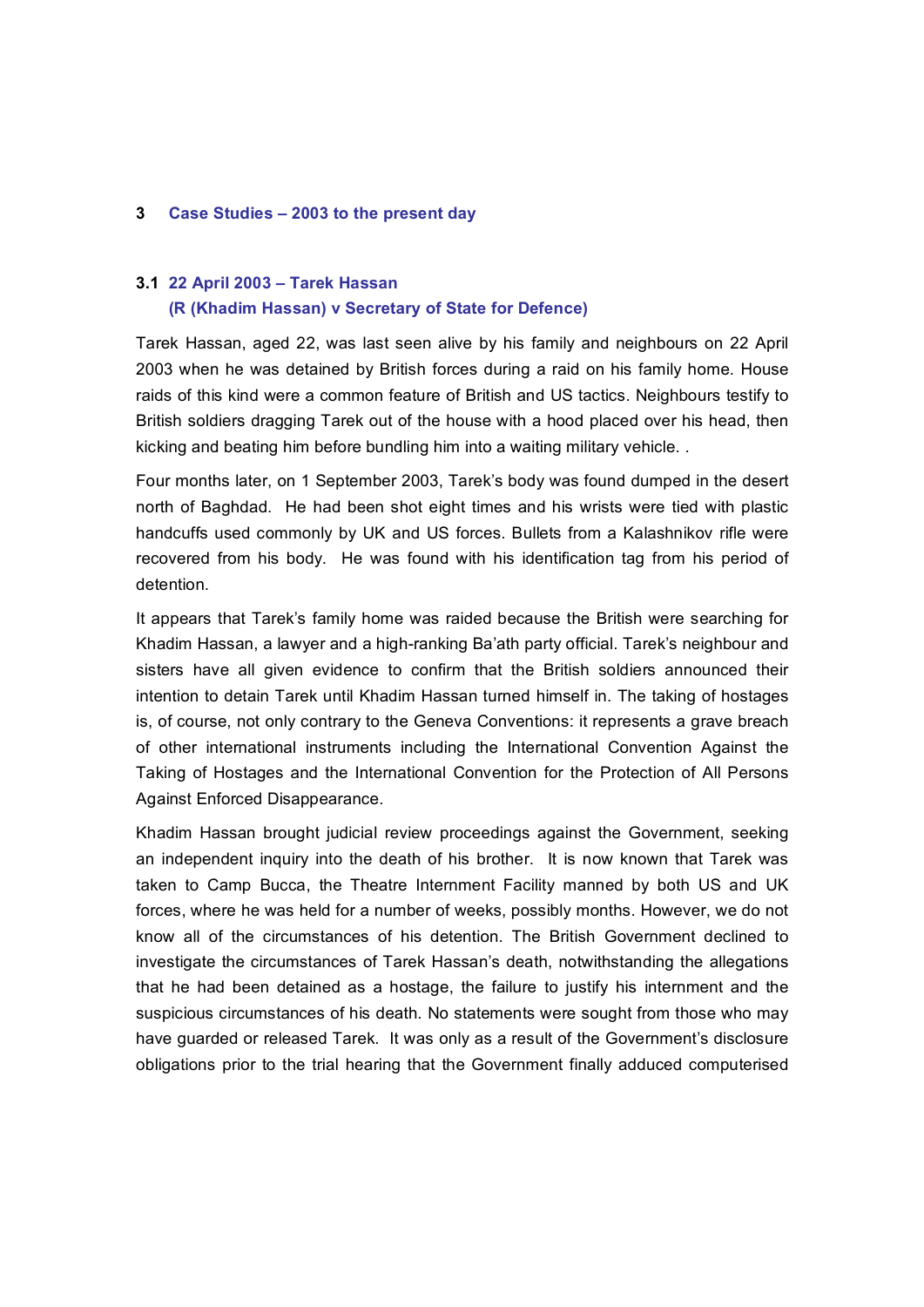# 3 Case Studies – 2003 to the present day

## 3.1 22 April 2003 – Tarek Hassan (R (Khadim Hassan) v Secretary of State for Defence)

Tarek Hassan, aged 22, was last seen alive by his family and neighbours on 22 April 2003 when he was detained by British forces during a raid on his family home. House raids of this kind were a common feature of British and US tactics. Neighbours testify to British soldiers dragging Tarek out of the house with a hood placed over his head, then kicking and beating him before bundling him into a waiting military vehicle. .

Four months later, on 1 September 2003, Tarek's body was found dumped in the desert north of Baghdad. He had been shot eight times and his wrists were tied with plastic handcuffs used commonly by UK and US forces. Bullets from a Kalashnikov rifle were recovered from his body. He was found with his identification tag from his period of detention.

It appears that Tarek's family home was raided because the British were searching for Khadim Hassan, a lawyer and a high-ranking Ba'ath party official. Tarek's neighbour and sisters have all given evidence to confirm that the British soldiers announced their intention to detain Tarek until Khadim Hassan turned himself in. The taking of hostages is, of course, not only contrary to the Geneva Conventions: it represents a grave breach of other international instruments including the International Convention Against the Taking of Hostages and the International Convention for the Protection of All Persons Against Enforced Disappearance.

Khadim Hassan brought judicial review proceedings against the Government, seeking an independent inquiry into the death of his brother. It is now known that Tarek was taken to Camp Bucca, the Theatre Internment Facility manned by both US and UK forces, where he was held for a number of weeks, possibly months. However, we do not know all of the circumstances of his detention. The British Government declined to investigate the circumstances of Tarek Hassan's death, notwithstanding the allegations that he had been detained as a hostage, the failure to justify his internment and the suspicious circumstances of his death. No statements were sought from those who may have guarded or released Tarek. It was only as a result of the Government's disclosure obligations prior to the trial hearing that the Government finally adduced computerised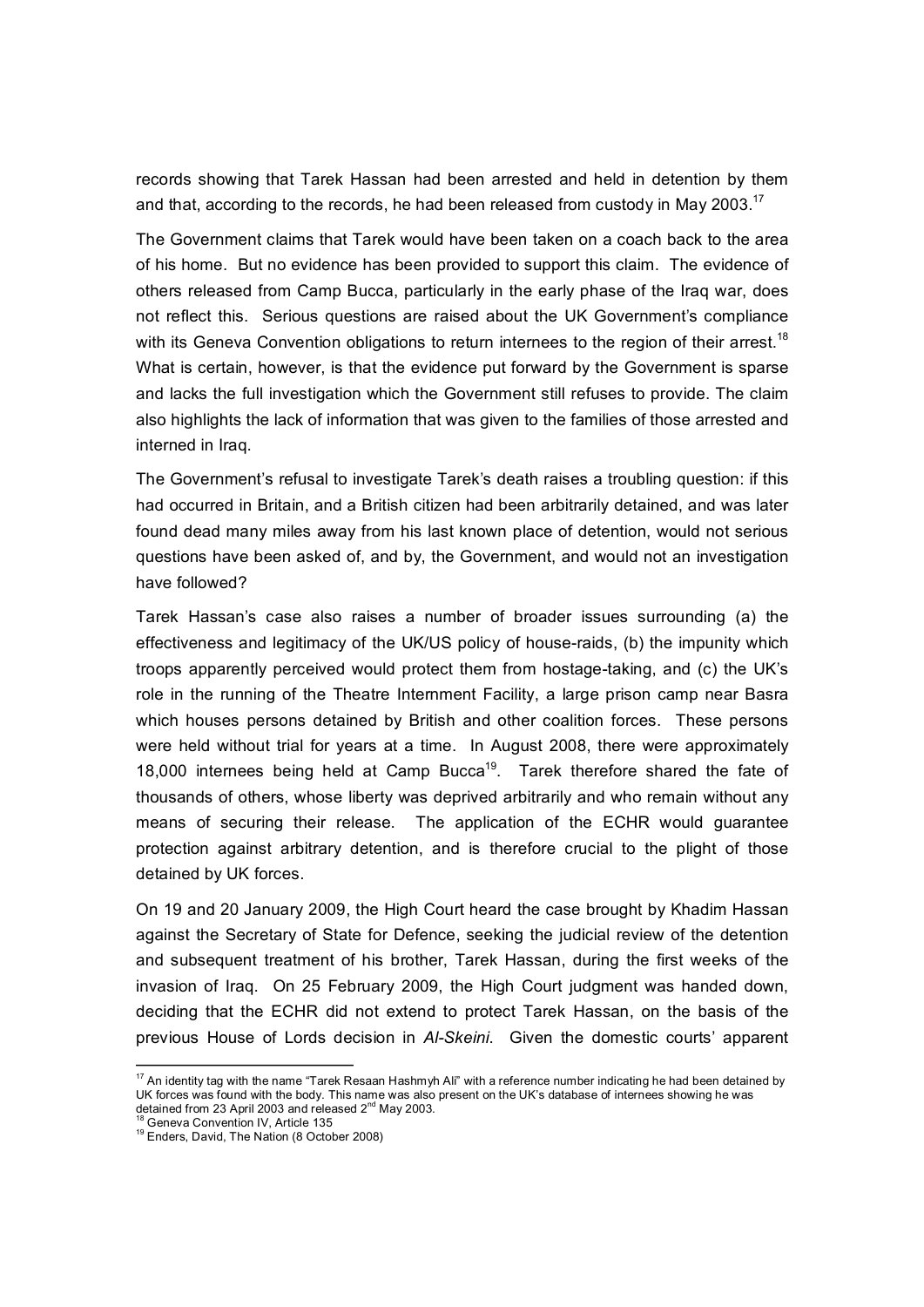records showing that Tarek Hassan had been arrested and held in detention by them and that, according to the records, he had been released from custody in May 2003.[17]

The Government claims that Tarek would have been taken on a coach back to the area of his home. But no evidence has been provided to support this claim. The evidence of others released from Camp Bucca, particularly in the early phase of the Iraq war, does not reflect this. Serious questions are raised about the UK Government's compliance with its Geneva Convention obligations to return internees to the region of their arrest.[18] What is certain, however, is that the evidence put forward by the Government is sparse and lacks the full investigation which the Government still refuses to provide. The claim also highlights the lack of information that was given to the families of those arrested and interned in Iraq.

The Government's refusal to investigate Tarek's death raises a troubling question: if this had occurred in Britain, and a British citizen had been arbitrarily detained, and was later found dead many miles away from his last known place of detention, would not serious questions have been asked of, and by, the Government, and would not an investigation have followed?

Tarek Hassan's case also raises a number of broader issues surrounding (a) the effectiveness and legitimacy of the UK/US policy of house-raids, (b) the impunity which troops apparently perceived would protect them from hostage-taking, and (c) the UK's role in the running of the Theatre Internment Facility, a large prison camp near Basra which houses persons detained by British and other coalition forces. These persons were held without trial for years at a time. In August 2008, there were approximately 18,000 internees being held at Camp Bucca[19]. Tarek therefore shared the fate of thousands of others, whose liberty was deprived arbitrarily and who remain without any means of securing their release. The application of the ECHR would guarantee protection against arbitrary detention, and is therefore crucial to the plight of those detained by UK forces.

On 19 and 20 January 2009, the High Court heard the case brought by Khadim Hassan against the Secretary of State for Defence, seeking the judicial review of the detention and subsequent treatment of his brother, Tarek Hassan, during the first weeks of the invasion of Iraq. On 25 February 2009, the High Court judgment was handed down, deciding that the ECHR did not extend to protect Tarek Hassan, on the basis of the previous House of Lords decision in *Al-Skeini*. Given the domestic courts' apparent

---

[17] An identity tag with the name "Tarek Resaan Hashmyh Ali" with a reference number indicating he had been detained by UK forces was found with the body. This name was also present on the UK's database of internees showing he was detained from 23 April 2003 and released 2nd May 2003.

[18] Geneva Convention IV, Article 135

[19] Enders, David, The Nation (8 October 2008)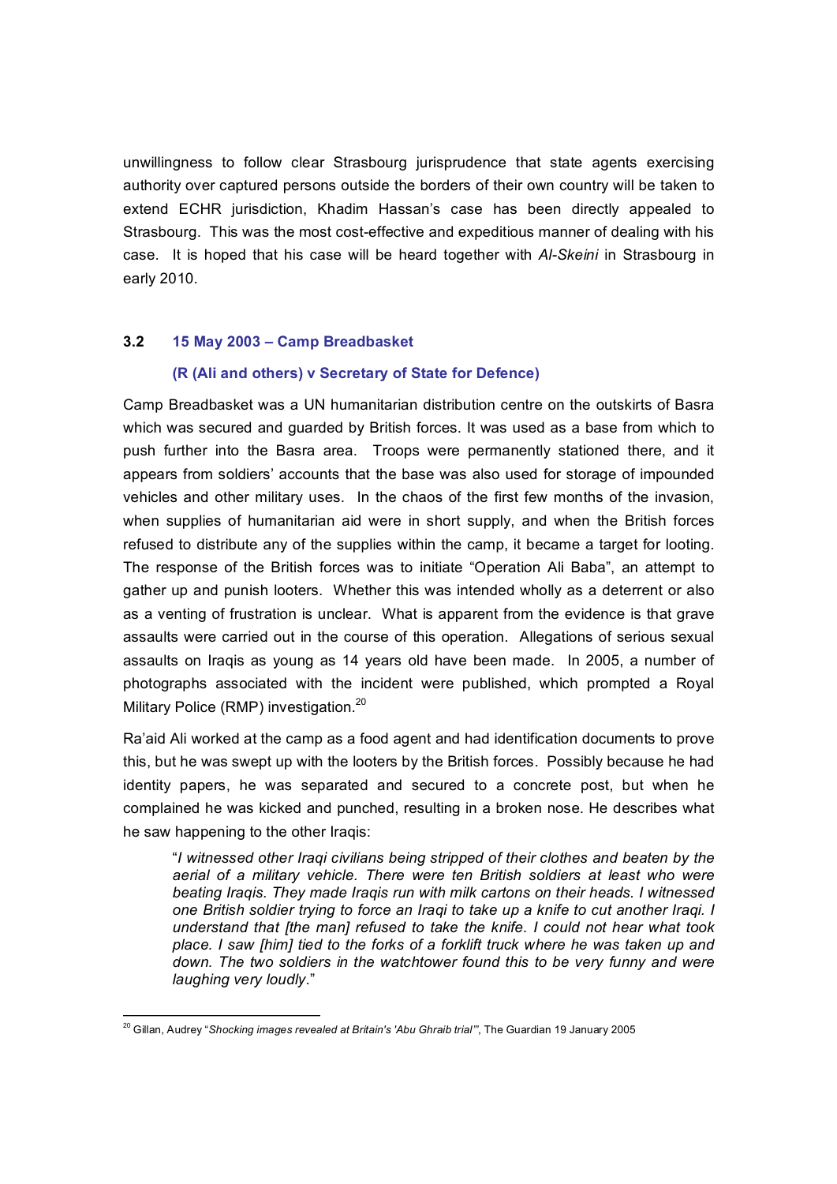unwillingness to follow clear Strasbourg jurisprudence that state agents exercising authority over captured persons outside the borders of their own country will be taken to extend ECHR jurisdiction, Khadim Hassan's case has been directly appealed to Strasbourg. This was the most cost-effective and expeditious manner of dealing with his case. It is hoped that his case will be heard together with *Al-Skeini* in Strasbourg in early 2010.

### 3.2 15 May 2003 – Camp Breadbasket

### (R (Ali and others) v Secretary of State for Defence)

Camp Breadbasket was a UN humanitarian distribution centre on the outskirts of Basra which was secured and guarded by British forces. It was used as a base from which to push further into the Basra area. Troops were permanently stationed there, and it appears from soldiers' accounts that the base was also used for storage of impounded vehicles and other military uses. In the chaos of the first few months of the invasion, when supplies of humanitarian aid were in short supply, and when the British forces refused to distribute any of the supplies within the camp, it became a target for looting. The response of the British forces was to initiate "Operation Ali Baba", an attempt to gather up and punish looters. Whether this was intended wholly as a deterrent or also as a venting of frustration is unclear. What is apparent from the evidence is that grave assaults were carried out in the course of this operation. Allegations of serious sexual assaults on Iraqis as young as 14 years old have been made. In 2005, a number of photographs associated with the incident were published, which prompted a Royal Military Police (RMP) investigation.[20]

Ra'aid Ali worked at the camp as a food agent and had identification documents to prove this, but he was swept up with the looters by the British forces. Possibly because he had identity papers, he was separated and secured to a concrete post, but when he complained he was kicked and punched, resulting in a broken nose. He describes what he saw happening to the other Iraqis:

> "*I witnessed other Iraqi civilians being stripped of their clothes and beaten by the aerial of a military vehicle. There were ten British soldiers at least who were beating Iraqis. They made Iraqis run with milk cartons on their heads. I witnessed one British soldier trying to force an Iraqi to take up a knife to cut another Iraqi. I understand that [the man] refused to take the knife. I could not hear what took place. I saw [him] tied to the forks of a forklift truck where he was taken up and down. The two soldiers in the watchtower found this to be very funny and were laughing very loudly*."

---

[20] Gillan, Audrey "*Shocking images revealed at Britain's 'Abu Ghraib trial'*", The Guardian 19 January 2005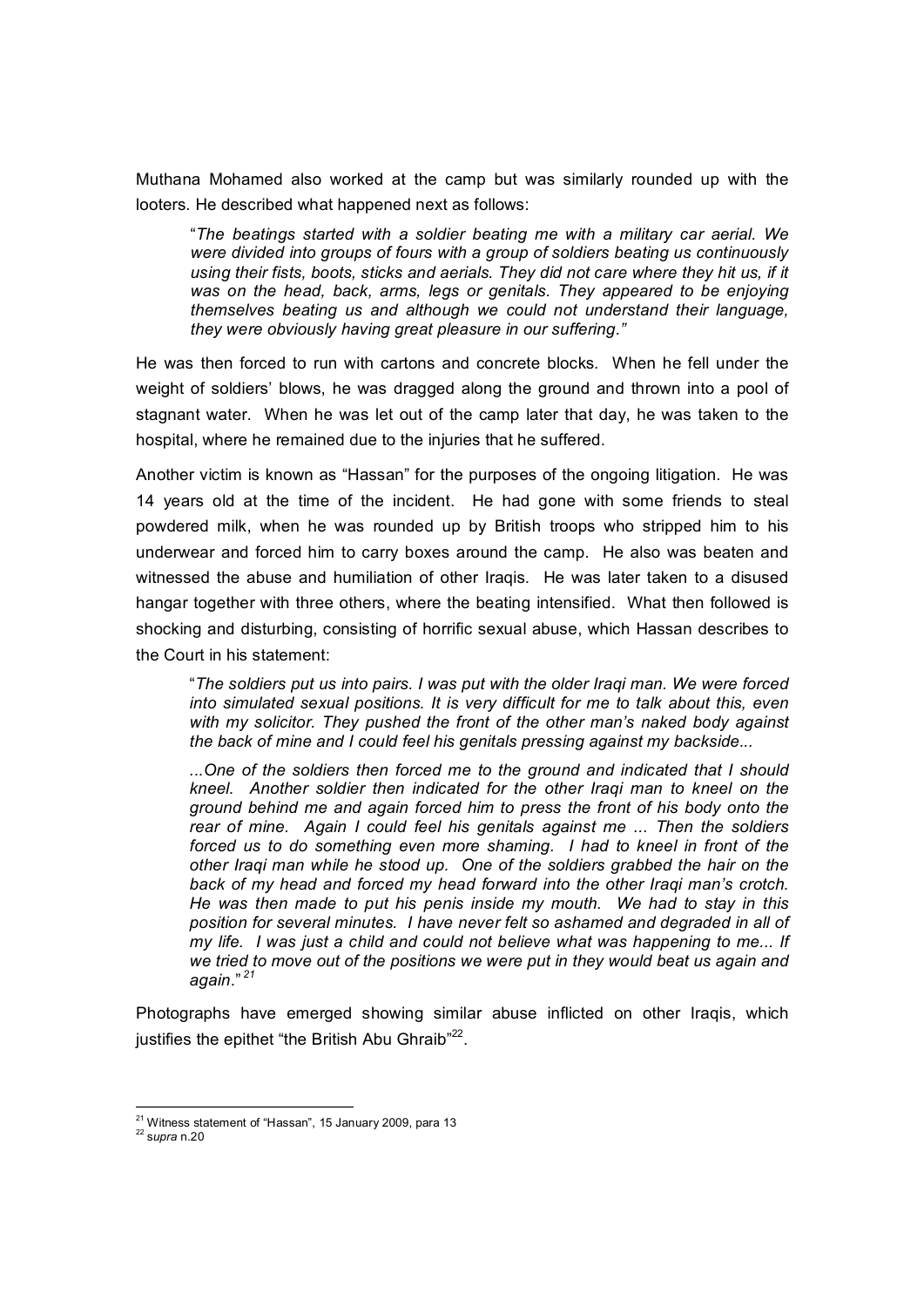Muthana Mohamed also worked at the camp but was similarly rounded up with the looters. He described what happened next as follows:

> "*The beatings started with a soldier beating me with a military car aerial. We were divided into groups of fours with a group of soldiers beating us continuously using their fists, boots, sticks and aerials. They did not care where they hit us, if it was on the head, back, arms, legs or genitals. They appeared to be enjoying themselves beating us and although we could not understand their language, they were obviously having great pleasure in our suffering.*"

He was then forced to run with cartons and concrete blocks. When he fell under the weight of soldiers' blows, he was dragged along the ground and thrown into a pool of stagnant water. When he was let out of the camp later that day, he was taken to the hospital, where he remained due to the injuries that he suffered.

Another victim is known as "Hassan" for the purposes of the ongoing litigation. He was 14 years old at the time of the incident. He had gone with some friends to steal powdered milk, when he was rounded up by British troops who stripped him to his underwear and forced him to carry boxes around the camp. He also was beaten and witnessed the abuse and humiliation of other Iraqis. He was later taken to a disused hangar together with three others, where the beating intensified. What then followed is shocking and disturbing, consisting of horrific sexual abuse, which Hassan describes to the Court in his statement:

> "*The soldiers put us into pairs. I was put with the older Iraqi man. We were forced into simulated sexual positions. It is very difficult for me to talk about this, even with my solicitor. They pushed the front of the other man's naked body against the back of mine and I could feel his genitals pressing against my backside...*
>
> *...One of the soldiers then forced me to the ground and indicated that I should kneel. Another soldier then indicated for the other Iraqi man to kneel on the ground behind me and again forced him to press the front of his body onto the rear of mine. Again I could feel his genitals against me ... Then the soldiers forced us to do something even more shaming. I had to kneel in front of the other Iraqi man while he stood up. One of the soldiers grabbed the hair on the back of my head and forced my head forward into the other Iraqi man's crotch. He was then made to put his penis inside my mouth. We had to stay in this position for several minutes. I have never felt so ashamed and degraded in all of my life. I was just a child and could not believe what was happening to me... If we tried to move out of the positions we were put in they would beat us again and again*."[21]

Photographs have emerged showing similar abuse inflicted on other Iraqis, which justifies the epithet "the British Abu Ghraib"[22].

---

[21] Witness statement of "Hassan", 15 January 2009, para 13

[22] *supra* n.20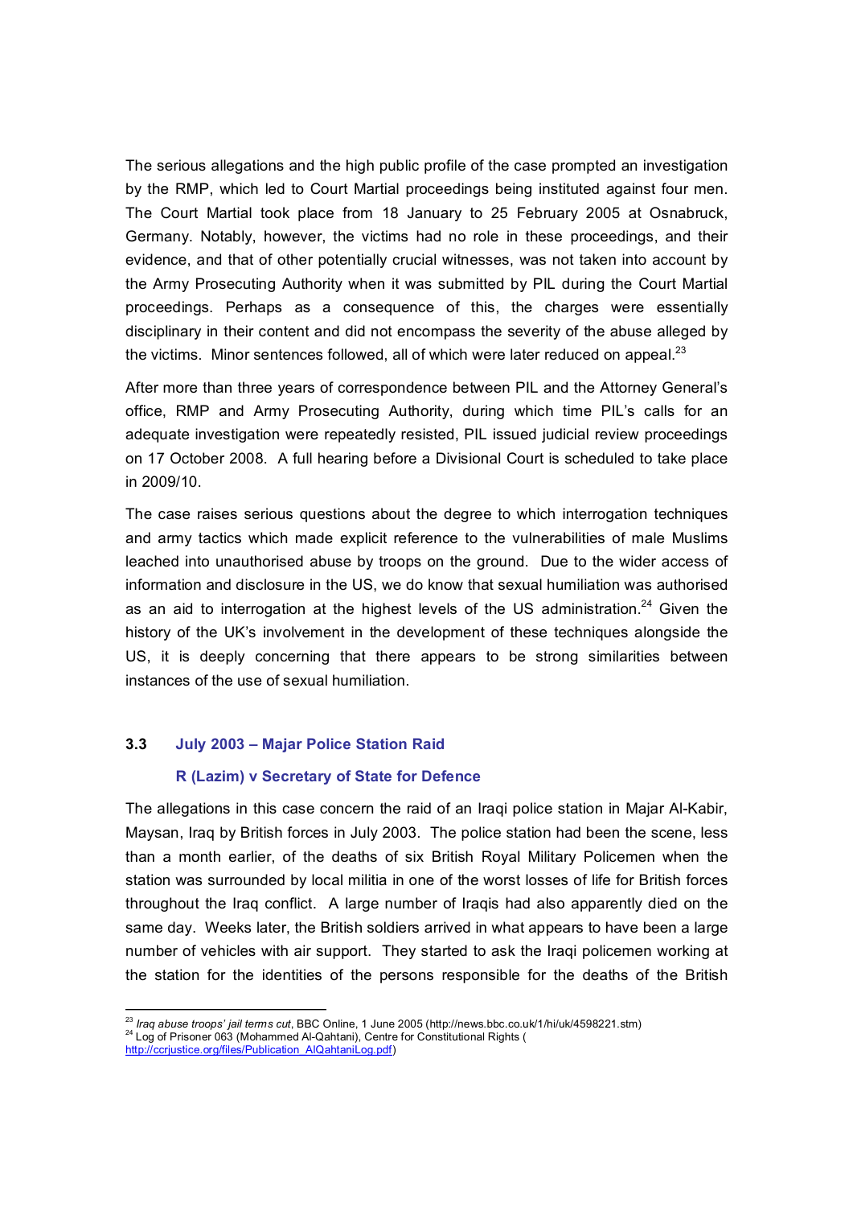The serious allegations and the high public profile of the case prompted an investigation by the RMP, which led to Court Martial proceedings being instituted against four men. The Court Martial took place from 18 January to 25 February 2005 at Osnabruck, Germany. Notably, however, the victims had no role in these proceedings, and their evidence, and that of other potentially crucial witnesses, was not taken into account by the Army Prosecuting Authority when it was submitted by PIL during the Court Martial proceedings. Perhaps as a consequence of this, the charges were essentially disciplinary in their content and did not encompass the severity of the abuse alleged by the victims. Minor sentences followed, all of which were later reduced on appeal.[23]

After more than three years of correspondence between PIL and the Attorney General's office, RMP and Army Prosecuting Authority, during which time PIL's calls for an adequate investigation were repeatedly resisted, PIL issued judicial review proceedings on 17 October 2008. A full hearing before a Divisional Court is scheduled to take place in 2009/10.

The case raises serious questions about the degree to which interrogation techniques and army tactics which made explicit reference to the vulnerabilities of male Muslims leached into unauthorised abuse by troops on the ground. Due to the wider access of information and disclosure in the US, we do know that sexual humiliation was authorised as an aid to interrogation at the highest levels of the US administration.[24] Given the history of the UK's involvement in the development of these techniques alongside the US, it is deeply concerning that there appears to be strong similarities between instances of the use of sexual humiliation.

### 3.3 July 2003 – Majar Police Station Raid

#### R (Lazim) v Secretary of State for Defence

The allegations in this case concern the raid of an Iraqi police station in Majar Al-Kabir, Maysan, Iraq by British forces in July 2003. The police station had been the scene, less than a month earlier, of the deaths of six British Royal Military Policemen when the station was surrounded by local militia in one of the worst losses of life for British forces throughout the Iraq conflict. A large number of Iraqis had also apparently died on the same day. Weeks later, the British soldiers arrived in what appears to have been a large number of vehicles with air support. They started to ask the Iraqi policemen working at the station for the identities of the persons responsible for the deaths of the British

---

[23] *Iraq abuse troops' jail terms cut*, BBC Online, 1 June 2005 (http://news.bbc.co.uk/1/hi/uk/4598221.stm)

[24] Log of Prisoner 063 (Mohammed Al-Qahtani), Centre for Constitutional Rights (http://ccrjustice.org/files/Publication_AlQahtaniLog.pdf)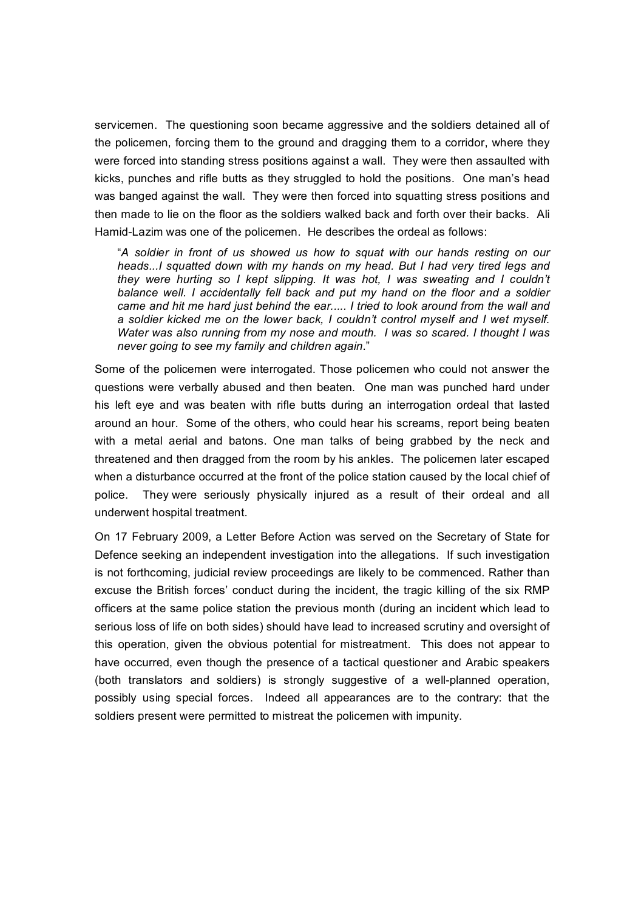servicemen. The questioning soon became aggressive and the soldiers detained all of the policemen, forcing them to the ground and dragging them to a corridor, where they were forced into standing stress positions against a wall. They were then assaulted with kicks, punches and rifle butts as they struggled to hold the positions. One man's head was banged against the wall. They were then forced into squatting stress positions and then made to lie on the floor as the soldiers walked back and forth over their backs. Ali Hamid-Lazim was one of the policemen. He describes the ordeal as follows:

> "*A soldier in front of us showed us how to squat with our hands resting on our heads...I squatted down with my hands on my head. But I had very tired legs and they were hurting so I kept slipping. It was hot, I was sweating and I couldn't balance well. I accidentally fell back and put my hand on the floor and a soldier came and hit me hard just behind the ear..... I tried to look around from the wall and a soldier kicked me on the lower back, I couldn't control myself and I wet myself. Water was also running from my nose and mouth. I was so scared. I thought I was never going to see my family and children again*."

Some of the policemen were interrogated. Those policemen who could not answer the questions were verbally abused and then beaten. One man was punched hard under his left eye and was beaten with rifle butts during an interrogation ordeal that lasted around an hour. Some of the others, who could hear his screams, report being beaten with a metal aerial and batons. One man talks of being grabbed by the neck and threatened and then dragged from the room by his ankles. The policemen later escaped when a disturbance occurred at the front of the police station caused by the local chief of police. They were seriously physically injured as a result of their ordeal and all underwent hospital treatment.

On 17 February 2009, a Letter Before Action was served on the Secretary of State for Defence seeking an independent investigation into the allegations. If such investigation is not forthcoming, judicial review proceedings are likely to be commenced. Rather than excuse the British forces' conduct during the incident, the tragic killing of the six RMP officers at the same police station the previous month (during an incident which lead to serious loss of life on both sides) should have lead to increased scrutiny and oversight of this operation, given the obvious potential for mistreatment. This does not appear to have occurred, even though the presence of a tactical questioner and Arabic speakers (both translators and soldiers) is strongly suggestive of a well-planned operation, possibly using special forces. Indeed all appearances are to the contrary: that the soldiers present were permitted to mistreat the policemen with impunity.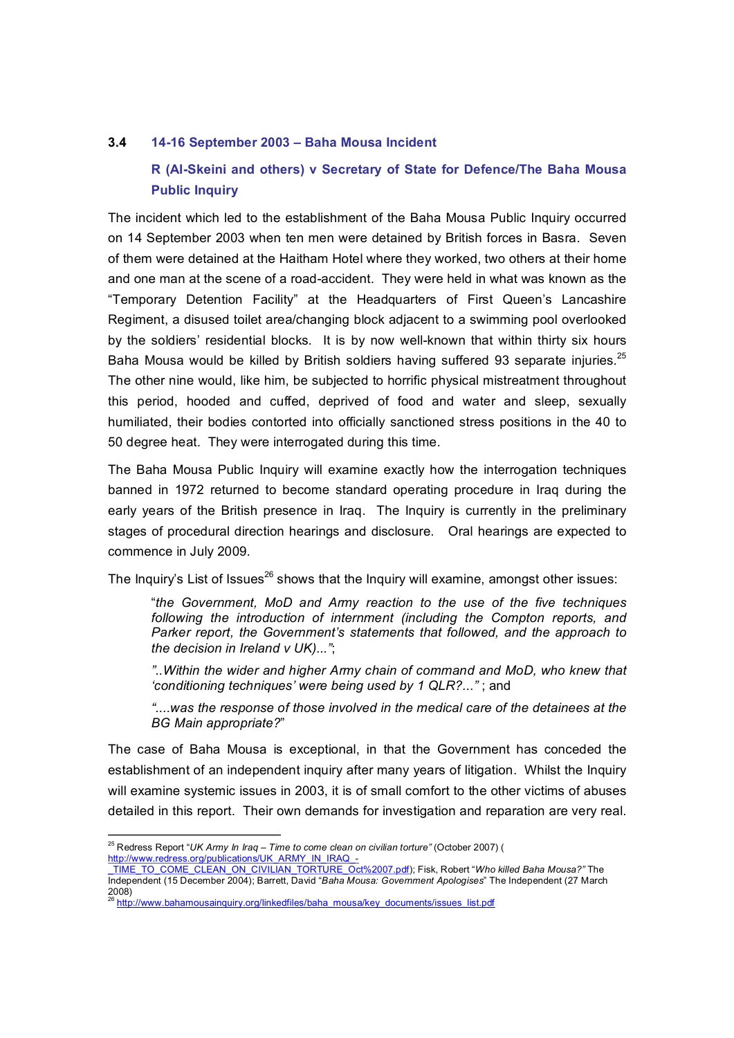### 3.4 14-16 September 2003 – Baha Mousa Incident

#### R (Al-Skeini and others) v Secretary of State for Defence/The Baha Mousa Public Inquiry

The incident which led to the establishment of the Baha Mousa Public Inquiry occurred on 14 September 2003 when ten men were detained by British forces in Basra. Seven of them were detained at the Haitham Hotel where they worked, two others at their home and one man at the scene of a road-accident. They were held in what was known as the "Temporary Detention Facility" at the Headquarters of First Queen's Lancashire Regiment, a disused toilet area/changing block adjacent to a swimming pool overlooked by the soldiers' residential blocks. It is by now well-known that within thirty six hours Baha Mousa would be killed by British soldiers having suffered 93 separate injuries.[25] The other nine would, like him, be subjected to horrific physical mistreatment throughout this period, hooded and cuffed, deprived of food and water and sleep, sexually humiliated, their bodies contorted into officially sanctioned stress positions in the 40 to 50 degree heat. They were interrogated during this time.

The Baha Mousa Public Inquiry will examine exactly how the interrogation techniques banned in 1972 returned to become standard operating procedure in Iraq during the early years of the British presence in Iraq. The Inquiry is currently in the preliminary stages of procedural direction hearings and disclosure. Oral hearings are expected to commence in July 2009.

The Inquiry's List of Issues[26] shows that the Inquiry will examine, amongst other issues:

> "*the Government, MoD and Army reaction to the use of the five techniques following the introduction of internment (including the Compton reports, and Parker report, the Government's statements that followed, and the approach to the decision in Ireland v UK)...*";
>
> *"..Within the wider and higher Army chain of command and MoD, who knew that 'conditioning techniques' were being used by 1 QLR?..."* ; and
>
> *"....was the response of those involved in the medical care of the detainees at the BG Main appropriate?"*

The case of Baha Mousa is exceptional, in that the Government has conceded the establishment of an independent inquiry after many years of litigation. Whilst the Inquiry will examine systemic issues in 2003, it is of small comfort to the other victims of abuses detailed in this report. Their own demands for investigation and reparation are very real.

---

[25] Redress Report "*UK Army In Iraq – Time to come clean on civilian torture*" (October 2007) ( http://www.redress.org/publications/UK_ARMY_IN_IRAQ_-_TIME_TO_COME_CLEAN_ON_CIVILIAN_TORTURE_Oct%2007.pdf); Fisk, Robert "*Who killed Baha Mousa?*" The Independent (15 December 2004); Barrett, David "*Baha Mousa: Government Apologises*" The Independent (27 March 2008)

[26] http://www.bahamousainquiry.org/linkedfiles/baha_mousa/key_documents/issues_list.pdf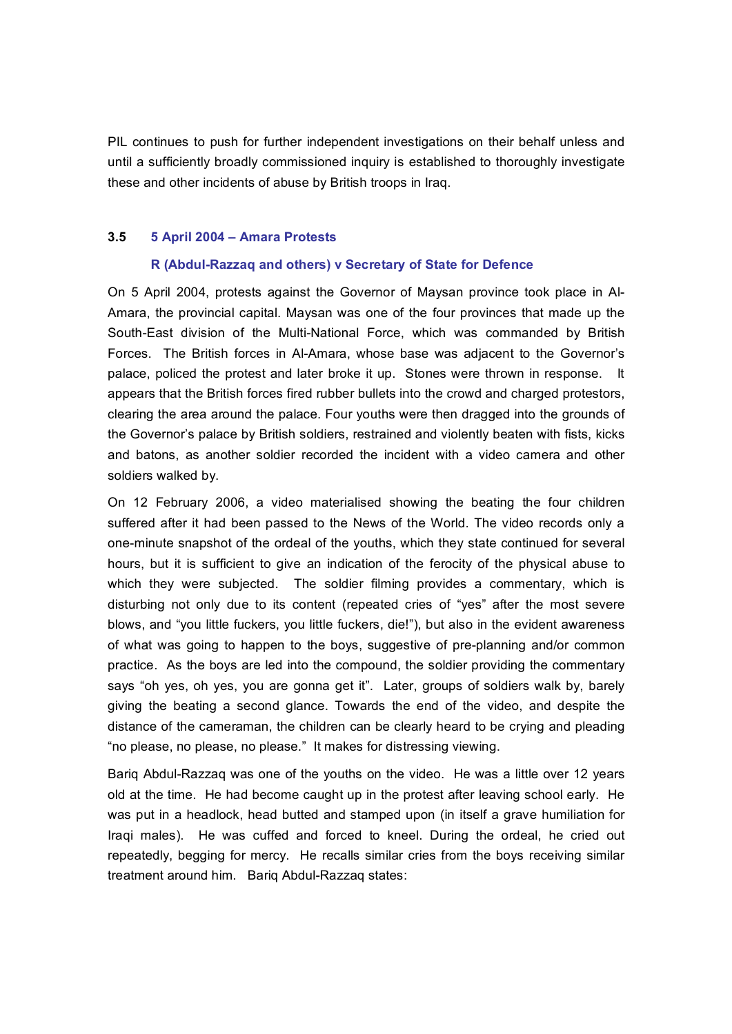PIL continues to push for further independent investigations on their behalf unless and until a sufficiently broadly commissioned inquiry is established to thoroughly investigate these and other incidents of abuse by British troops in Iraq.

### 3.5 5 April 2004 – Amara Protests

#### R (Abdul-Razzaq and others) v Secretary of State for Defence

On 5 April 2004, protests against the Governor of Maysan province took place in Al-Amara, the provincial capital. Maysan was one of the four provinces that made up the South-East division of the Multi-National Force, which was commanded by British Forces. The British forces in Al-Amara, whose base was adjacent to the Governor's palace, policed the protest and later broke it up. Stones were thrown in response. It appears that the British forces fired rubber bullets into the crowd and charged protestors, clearing the area around the palace. Four youths were then dragged into the grounds of the Governor's palace by British soldiers, restrained and violently beaten with fists, kicks and batons, as another soldier recorded the incident with a video camera and other soldiers walked by.

On 12 February 2006, a video materialised showing the beating the four children suffered after it had been passed to the News of the World. The video records only a one-minute snapshot of the ordeal of the youths, which they state continued for several hours, but it is sufficient to give an indication of the ferocity of the physical abuse to which they were subjected. The soldier filming provides a commentary, which is disturbing not only due to its content (repeated cries of "yes" after the most severe blows, and "you little fuckers, you little fuckers, die!"), but also in the evident awareness of what was going to happen to the boys, suggestive of pre-planning and/or common practice. As the boys are led into the compound, the soldier providing the commentary says "oh yes, oh yes, you are gonna get it". Later, groups of soldiers walk by, barely giving the beating a second glance. Towards the end of the video, and despite the distance of the cameraman, the children can be clearly heard to be crying and pleading "no please, no please, no please." It makes for distressing viewing.

Bariq Abdul-Razzaq was one of the youths on the video. He was a little over 12 years old at the time. He had become caught up in the protest after leaving school early. He was put in a headlock, head butted and stamped upon (in itself a grave humiliation for Iraqi males). He was cuffed and forced to kneel. During the ordeal, he cried out repeatedly, begging for mercy. He recalls similar cries from the boys receiving similar treatment around him. Bariq Abdul-Razzaq states: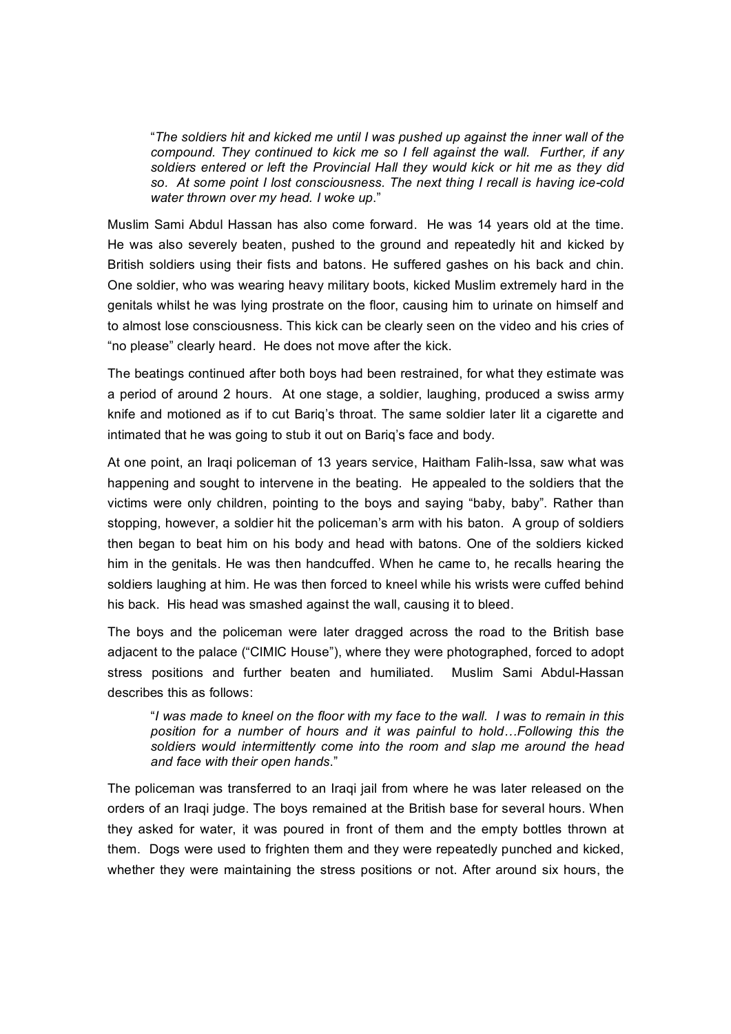> "*The soldiers hit and kicked me until I was pushed up against the inner wall of the compound. They continued to kick me so I fell against the wall. Further, if any soldiers entered or left the Provincial Hall they would kick or hit me as they did so. At some point I lost consciousness. The next thing I recall is having ice-cold water thrown over my head. I woke up*."

Muslim Sami Abdul Hassan has also come forward. He was 14 years old at the time. He was also severely beaten, pushed to the ground and repeatedly hit and kicked by British soldiers using their fists and batons. He suffered gashes on his back and chin. One soldier, who was wearing heavy military boots, kicked Muslim extremely hard in the genitals whilst he was lying prostrate on the floor, causing him to urinate on himself and to almost lose consciousness. This kick can be clearly seen on the video and his cries of "no please" clearly heard. He does not move after the kick.

The beatings continued after both boys had been restrained, for what they estimate was a period of around 2 hours. At one stage, a soldier, laughing, produced a swiss army knife and motioned as if to cut Bariq's throat. The same soldier later lit a cigarette and intimated that he was going to stub it out on Bariq's face and body.

At one point, an Iraqi policeman of 13 years service, Haitham Falih-Issa, saw what was happening and sought to intervene in the beating. He appealed to the soldiers that the victims were only children, pointing to the boys and saying "baby, baby". Rather than stopping, however, a soldier hit the policeman's arm with his baton. A group of soldiers then began to beat him on his body and head with batons. One of the soldiers kicked him in the genitals. He was then handcuffed. When he came to, he recalls hearing the soldiers laughing at him. He was then forced to kneel while his wrists were cuffed behind his back. His head was smashed against the wall, causing it to bleed.

The boys and the policeman were later dragged across the road to the British base adjacent to the palace ("CIMIC House"), where they were photographed, forced to adopt stress positions and further beaten and humiliated. Muslim Sami Abdul-Hassan describes this as follows:

> "*I was made to kneel on the floor with my face to the wall. I was to remain in this position for a number of hours and it was painful to hold…Following this the soldiers would intermittently come into the room and slap me around the head and face with their open hands*."

The policeman was transferred to an Iraqi jail from where he was later released on the orders of an Iraqi judge. The boys remained at the British base for several hours. When they asked for water, it was poured in front of them and the empty bottles thrown at them. Dogs were used to frighten them and they were repeatedly punched and kicked, whether they were maintaining the stress positions or not. After around six hours, the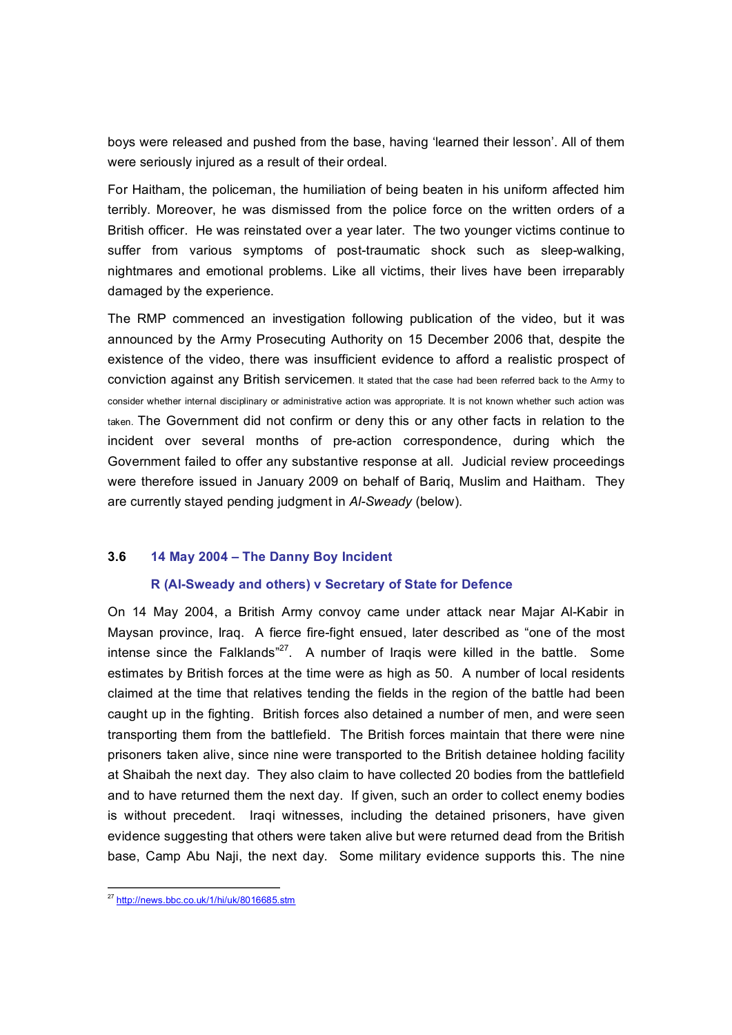boys were released and pushed from the base, having 'learned their lesson'. All of them were seriously injured as a result of their ordeal.

For Haitham, the policeman, the humiliation of being beaten in his uniform affected him terribly. Moreover, he was dismissed from the police force on the written orders of a British officer. He was reinstated over a year later. The two younger victims continue to suffer from various symptoms of post-traumatic shock such as sleep-walking, nightmares and emotional problems. Like all victims, their lives have been irreparably damaged by the experience.

The RMP commenced an investigation following publication of the video, but it was announced by the Army Prosecuting Authority on 15 December 2006 that, despite the existence of the video, there was insufficient evidence to afford a realistic prospect of conviction against any British servicemen. It stated that the case had been referred back to the Army to consider whether internal disciplinary or administrative action was appropriate. It is not known whether such action was taken. The Government did not confirm or deny this or any other facts in relation to the incident over several months of pre-action correspondence, during which the Government failed to offer any substantive response at all. Judicial review proceedings were therefore issued in January 2009 on behalf of Bariq, Muslim and Haitham. They are currently stayed pending judgment in *Al-Sweady* (below).

### 3.6 14 May 2004 – The Danny Boy Incident

### R (Al-Sweady and others) v Secretary of State for Defence

On 14 May 2004, a British Army convoy came under attack near Majar Al-Kabir in Maysan province, Iraq. A fierce fire-fight ensued, later described as "one of the most intense since the Falklands"[27]. A number of Iraqis were killed in the battle. Some estimates by British forces at the time were as high as 50. A number of local residents claimed at the time that relatives tending the fields in the region of the battle had been caught up in the fighting. British forces also detained a number of men, and were seen transporting them from the battlefield. The British forces maintain that there were nine prisoners taken alive, since nine were transported to the British detainee holding facility at Shaibah the next day. They also claim to have collected 20 bodies from the battlefield and to have returned them the next day. If given, such an order to collect enemy bodies is without precedent. Iraqi witnesses, including the detained prisoners, have given evidence suggesting that others were taken alive but were returned dead from the British base, Camp Abu Naji, the next day. Some military evidence supports this. The nine

---

[27] http://news.bbc.co.uk/1/hi/uk/8016685.stm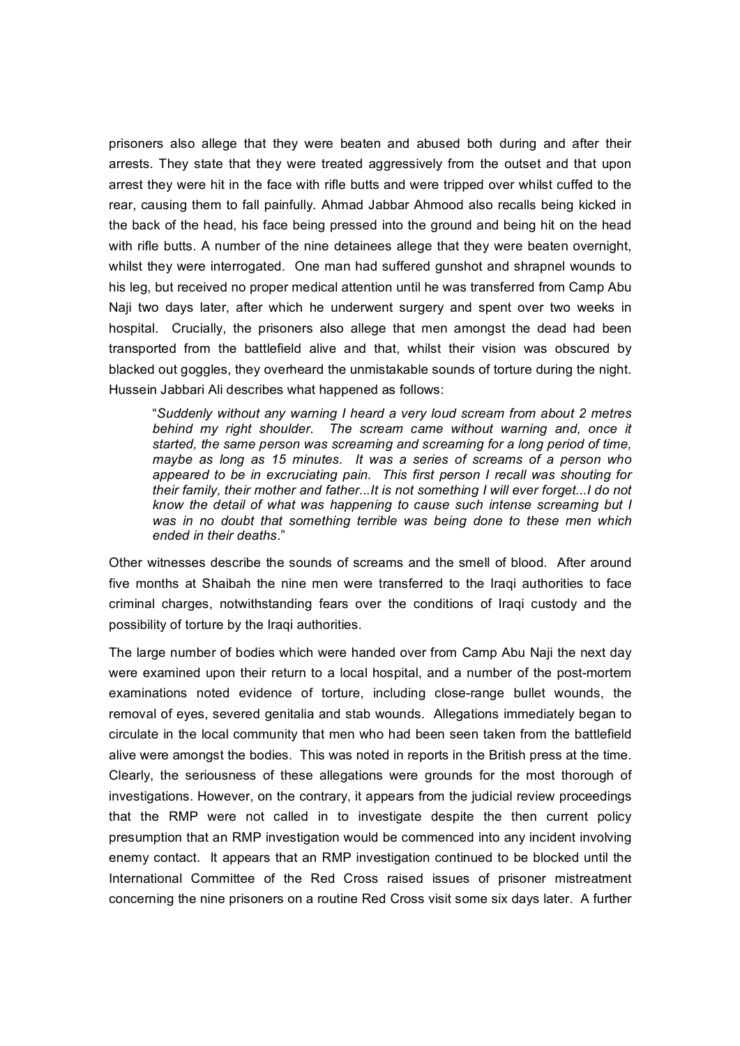prisoners also allege that they were beaten and abused both during and after their arrests. They state that they were treated aggressively from the outset and that upon arrest they were hit in the face with rifle butts and were tripped over whilst cuffed to the rear, causing them to fall painfully. Ahmad Jabbar Ahmood also recalls being kicked in the back of the head, his face being pressed into the ground and being hit on the head with rifle butts. A number of the nine detainees allege that they were beaten overnight, whilst they were interrogated. One man had suffered gunshot and shrapnel wounds to his leg, but received no proper medical attention until he was transferred from Camp Abu Naji two days later, after which he underwent surgery and spent over two weeks in hospital. Crucially, the prisoners also allege that men amongst the dead had been transported from the battlefield alive and that, whilst their vision was obscured by blacked out goggles, they overheard the unmistakable sounds of torture during the night. Hussein Jabbari Ali describes what happened as follows:

> "*Suddenly without any warning I heard a very loud scream from about 2 metres behind my right shoulder. The scream came without warning and, once it started, the same person was screaming and screaming for a long period of time, maybe as long as 15 minutes. It was a series of screams of a person who appeared to be in excruciating pain. This first person I recall was shouting for their family, their mother and father...It is not something I will ever forget...I do not know the detail of what was happening to cause such intense screaming but I was in no doubt that something terrible was being done to these men which ended in their deaths*."

Other witnesses describe the sounds of screams and the smell of blood. After around five months at Shaibah the nine men were transferred to the Iraqi authorities to face criminal charges, notwithstanding fears over the conditions of Iraqi custody and the possibility of torture by the Iraqi authorities.

The large number of bodies which were handed over from Camp Abu Naji the next day were examined upon their return to a local hospital, and a number of the post-mortem examinations noted evidence of torture, including close-range bullet wounds, the removal of eyes, severed genitalia and stab wounds. Allegations immediately began to circulate in the local community that men who had been seen taken from the battlefield alive were amongst the bodies. This was noted in reports in the British press at the time. Clearly, the seriousness of these allegations were grounds for the most thorough of investigations. However, on the contrary, it appears from the judicial review proceedings that the RMP were not called in to investigate despite the then current policy presumption that an RMP investigation would be commenced into any incident involving enemy contact. It appears that an RMP investigation continued to be blocked until the International Committee of the Red Cross raised issues of prisoner mistreatment concerning the nine prisoners on a routine Red Cross visit some six days later. A further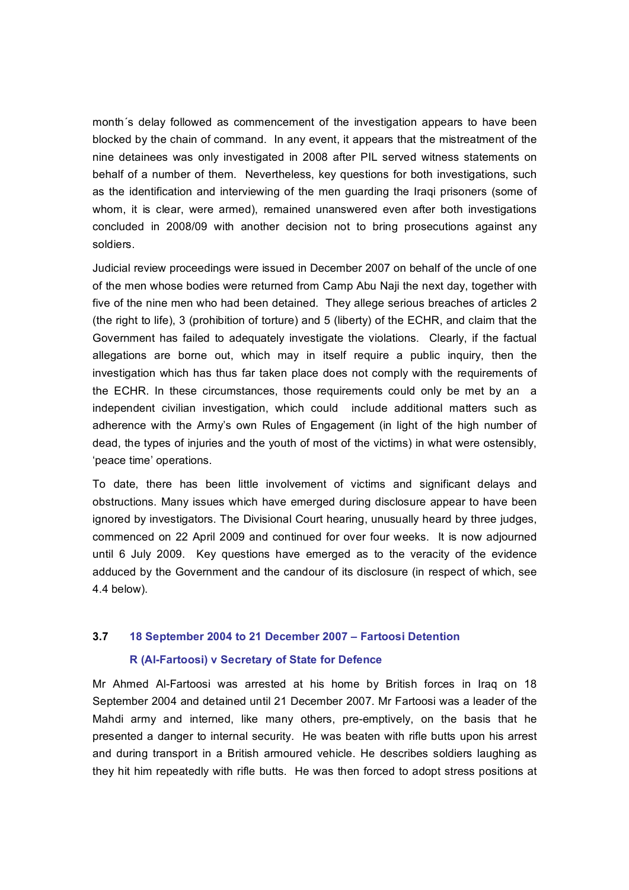month´s delay followed as commencement of the investigation appears to have been blocked by the chain of command. In any event, it appears that the mistreatment of the nine detainees was only investigated in 2008 after PIL served witness statements on behalf of a number of them. Nevertheless, key questions for both investigations, such as the identification and interviewing of the men guarding the Iraqi prisoners (some of whom, it is clear, were armed), remained unanswered even after both investigations concluded in 2008/09 with another decision not to bring prosecutions against any soldiers.

Judicial review proceedings were issued in December 2007 on behalf of the uncle of one of the men whose bodies were returned from Camp Abu Naji the next day, together with five of the nine men who had been detained. They allege serious breaches of articles 2 (the right to life), 3 (prohibition of torture) and 5 (liberty) of the ECHR, and claim that the Government has failed to adequately investigate the violations. Clearly, if the factual allegations are borne out, which may in itself require a public inquiry, then the investigation which has thus far taken place does not comply with the requirements of the ECHR. In these circumstances, those requirements could only be met by an a independent civilian investigation, which could include additional matters such as adherence with the Army's own Rules of Engagement (in light of the high number of dead, the types of injuries and the youth of most of the victims) in what were ostensibly, 'peace time' operations.

To date, there has been little involvement of victims and significant delays and obstructions. Many issues which have emerged during disclosure appear to have been ignored by investigators. The Divisional Court hearing, unusually heard by three judges, commenced on 22 April 2009 and continued for over four weeks. It is now adjourned until 6 July 2009. Key questions have emerged as to the veracity of the evidence adduced by the Government and the candour of its disclosure (in respect of which, see 4.4 below).

### 3.7 18 September 2004 to 21 December 2007 – Fartoosi Detention

**R (Al-Fartoosi) v Secretary of State for Defence**

Mr Ahmed Al-Fartoosi was arrested at his home by British forces in Iraq on 18 September 2004 and detained until 21 December 2007. Mr Fartoosi was a leader of the Mahdi army and interned, like many others, pre-emptively, on the basis that he presented a danger to internal security. He was beaten with rifle butts upon his arrest and during transport in a British armoured vehicle. He describes soldiers laughing as they hit him repeatedly with rifle butts. He was then forced to adopt stress positions at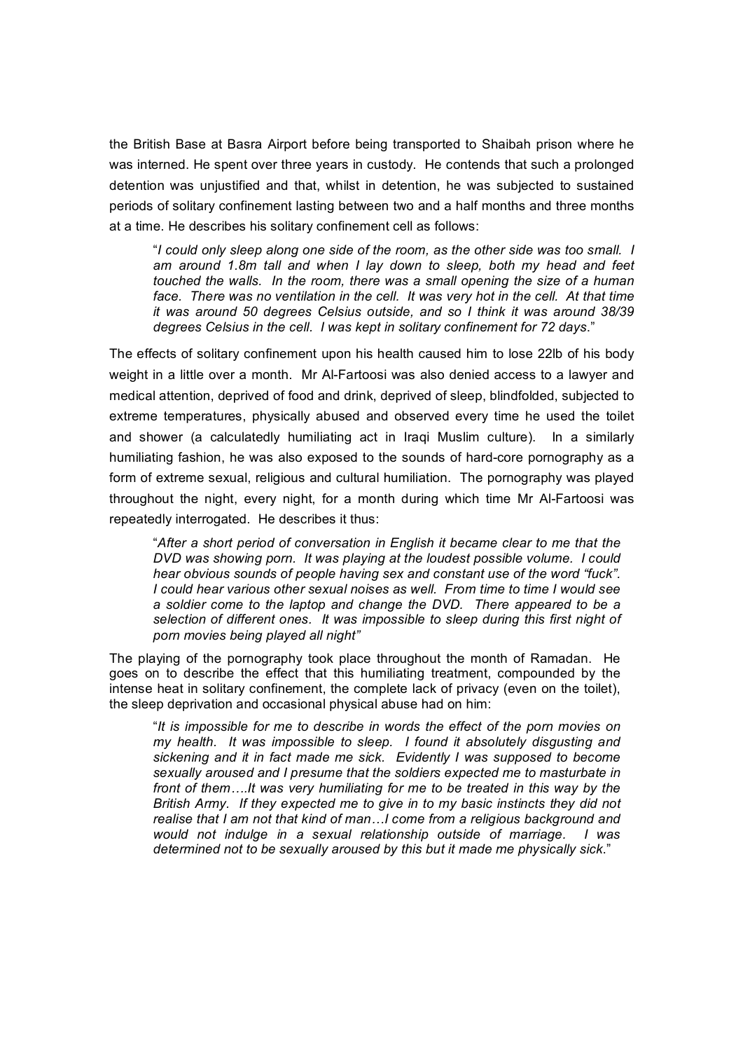the British Base at Basra Airport before being transported to Shaibah prison where he was interned. He spent over three years in custody. He contends that such a prolonged detention was unjustified and that, whilst in detention, he was subjected to sustained periods of solitary confinement lasting between two and a half months and three months at a time. He describes his solitary confinement cell as follows:

> "*I could only sleep along one side of the room, as the other side was too small. I am around 1.8m tall and when I lay down to sleep, both my head and feet touched the walls. In the room, there was a small opening the size of a human face. There was no ventilation in the cell. It was very hot in the cell. At that time it was around 50 degrees Celsius outside, and so I think it was around 38/39 degrees Celsius in the cell. I was kept in solitary confinement for 72 days.*"

The effects of solitary confinement upon his health caused him to lose 22lb of his body weight in a little over a month. Mr Al-Fartoosi was also denied access to a lawyer and medical attention, deprived of food and drink, deprived of sleep, blindfolded, subjected to extreme temperatures, physically abused and observed every time he used the toilet and shower (a calculatedly humiliating act in Iraqi Muslim culture). In a similarly humiliating fashion, he was also exposed to the sounds of hard-core pornography as a form of extreme sexual, religious and cultural humiliation. The pornography was played throughout the night, every night, for a month during which time Mr Al-Fartoosi was repeatedly interrogated. He describes it thus:

> "*After a short period of conversation in English it became clear to me that the DVD was showing porn. It was playing at the loudest possible volume. I could hear obvious sounds of people having sex and constant use of the word "fuck". I could hear various other sexual noises as well. From time to time I would see a soldier come to the laptop and change the DVD. There appeared to be a selection of different ones. It was impossible to sleep during this first night of porn movies being played all night*"

The playing of the pornography took place throughout the month of Ramadan. He goes on to describe the effect that this humiliating treatment, compounded by the intense heat in solitary confinement, the complete lack of privacy (even on the toilet), the sleep deprivation and occasional physical abuse had on him:

> "*It is impossible for me to describe in words the effect of the porn movies on my health. It was impossible to sleep. I found it absolutely disgusting and sickening and it in fact made me sick. Evidently I was supposed to become sexually aroused and I presume that the soldiers expected me to masturbate in front of them….It was very humiliating for me to be treated in this way by the British Army. If they expected me to give in to my basic instincts they did not realise that I am not that kind of man…I come from a religious background and would not indulge in a sexual relationship outside of marriage. I was determined not to be sexually aroused by this but it made me physically sick.*"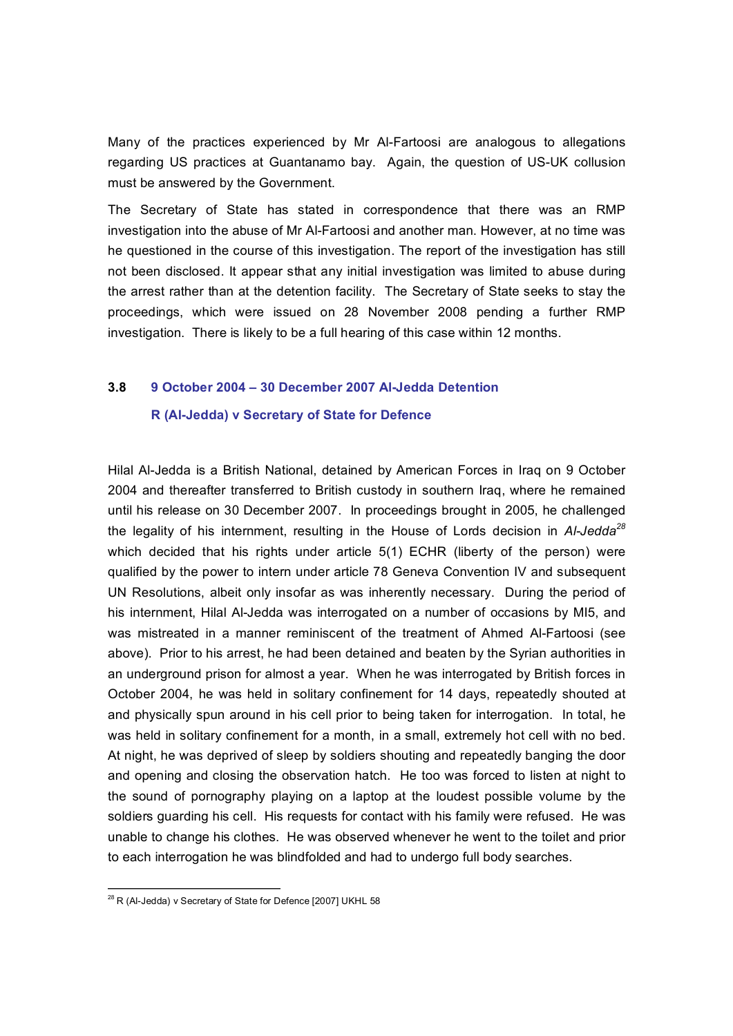Many of the practices experienced by Mr Al-Fartoosi are analogous to allegations regarding US practices at Guantanamo bay. Again, the question of US-UK collusion must be answered by the Government.

The Secretary of State has stated in correspondence that there was an RMP investigation into the abuse of Mr Al-Fartoosi and another man. However, at no time was he questioned in the course of this investigation. The report of the investigation has still not been disclosed. It appear sthat any initial investigation was limited to abuse during the arrest rather than at the detention facility. The Secretary of State seeks to stay the proceedings, which were issued on 28 November 2008 pending a further RMP investigation. There is likely to be a full hearing of this case within 12 months.

### 3.8 9 October 2004 – 30 December 2007 Al-Jedda Detention

### R (Al-Jedda) v Secretary of State for Defence

Hilal Al-Jedda is a British National, detained by American Forces in Iraq on 9 October 2004 and thereafter transferred to British custody in southern Iraq, where he remained until his release on 30 December 2007. In proceedings brought in 2005, he challenged the legality of his internment, resulting in the House of Lords decision in *Al-Jedda*[28] which decided that his rights under article 5(1) ECHR (liberty of the person) were qualified by the power to intern under article 78 Geneva Convention IV and subsequent UN Resolutions, albeit only insofar as was inherently necessary. During the period of his internment, Hilal Al-Jedda was interrogated on a number of occasions by MI5, and was mistreated in a manner reminiscent of the treatment of Ahmed Al-Fartoosi (see above). Prior to his arrest, he had been detained and beaten by the Syrian authorities in an underground prison for almost a year. When he was interrogated by British forces in October 2004, he was held in solitary confinement for 14 days, repeatedly shouted at and physically spun around in his cell prior to being taken for interrogation. In total, he was held in solitary confinement for a month, in a small, extremely hot cell with no bed. At night, he was deprived of sleep by soldiers shouting and repeatedly banging the door and opening and closing the observation hatch. He too was forced to listen at night to the sound of pornography playing on a laptop at the loudest possible volume by the soldiers guarding his cell. His requests for contact with his family were refused. He was unable to change his clothes. He was observed whenever he went to the toilet and prior to each interrogation he was blindfolded and had to undergo full body searches.

---

[28] R (Al-Jedda) v Secretary of State for Defence [2007] UKHL 58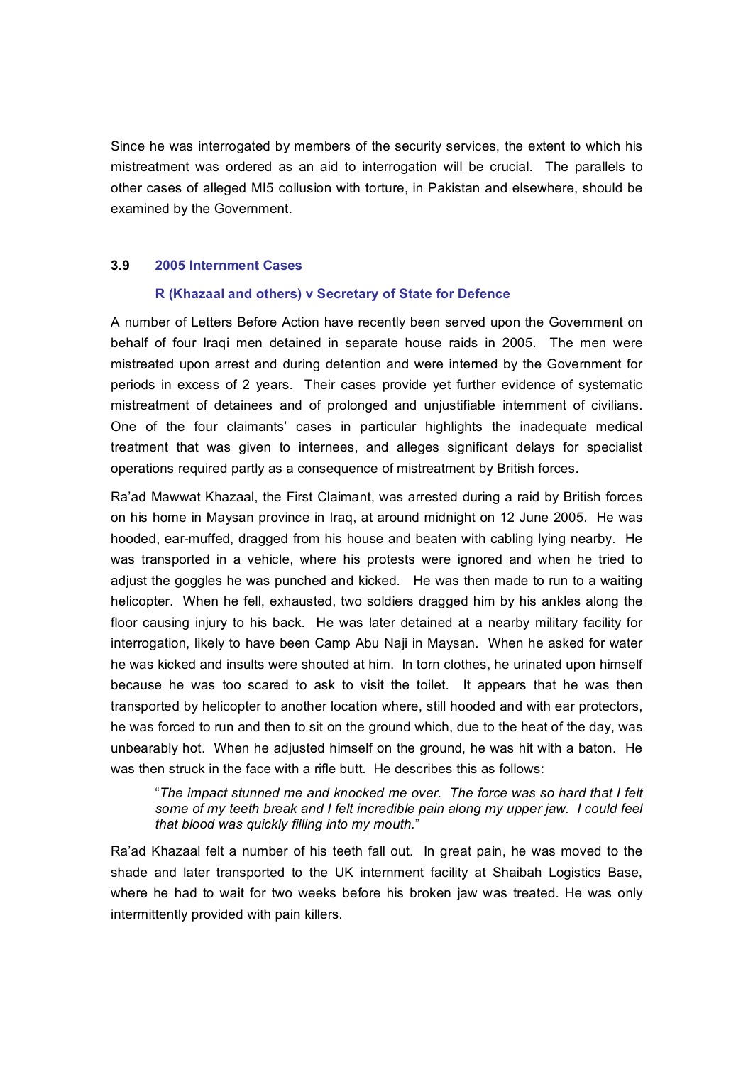Since he was interrogated by members of the security services, the extent to which his mistreatment was ordered as an aid to interrogation will be crucial. The parallels to other cases of alleged MI5 collusion with torture, in Pakistan and elsewhere, should be examined by the Government.

### 3.9 2005 Internment Cases

#### R (Khazaal and others) v Secretary of State for Defence

A number of Letters Before Action have recently been served upon the Government on behalf of four Iraqi men detained in separate house raids in 2005. The men were mistreated upon arrest and during detention and were interned by the Government for periods in excess of 2 years. Their cases provide yet further evidence of systematic mistreatment of detainees and of prolonged and unjustifiable internment of civilians. One of the four claimants' cases in particular highlights the inadequate medical treatment that was given to internees, and alleges significant delays for specialist operations required partly as a consequence of mistreatment by British forces.

Ra'ad Mawwat Khazaal, the First Claimant, was arrested during a raid by British forces on his home in Maysan province in Iraq, at around midnight on 12 June 2005. He was hooded, ear-muffed, dragged from his house and beaten with cabling lying nearby. He was transported in a vehicle, where his protests were ignored and when he tried to adjust the goggles he was punched and kicked. He was then made to run to a waiting helicopter. When he fell, exhausted, two soldiers dragged him by his ankles along the floor causing injury to his back. He was later detained at a nearby military facility for interrogation, likely to have been Camp Abu Naji in Maysan. When he asked for water he was kicked and insults were shouted at him. In torn clothes, he urinated upon himself because he was too scared to ask to visit the toilet. It appears that he was then transported by helicopter to another location where, still hooded and with ear protectors, he was forced to run and then to sit on the ground which, due to the heat of the day, was unbearably hot. When he adjusted himself on the ground, he was hit with a baton. He was then struck in the face with a rifle butt. He describes this as follows:

> "*The impact stunned me and knocked me over. The force was so hard that I felt some of my teeth break and I felt incredible pain along my upper jaw. I could feel that blood was quickly filling into my mouth.*"

Ra'ad Khazaal felt a number of his teeth fall out. In great pain, he was moved to the shade and later transported to the UK internment facility at Shaibah Logistics Base, where he had to wait for two weeks before his broken jaw was treated. He was only intermittently provided with pain killers.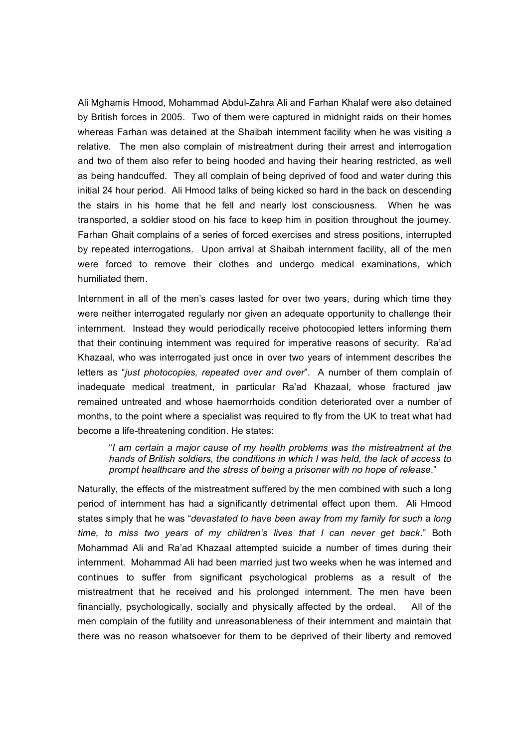Ali Mghamis Hmood, Mohammad Abdul-Zahra Ali and Farhan Khalaf were also detained by British forces in 2005. Two of them were captured in midnight raids on their homes whereas Farhan was detained at the Shaibah internment facility when he was visiting a relative. The men also complain of mistreatment during their arrest and interrogation and two of them also refer to being hooded and having their hearing restricted, as well as being handcuffed. They all complain of being deprived of food and water during this initial 24 hour period. Ali Hmood talks of being kicked so hard in the back on descending the stairs in his home that he fell and nearly lost consciousness. When he was transported, a soldier stood on his face to keep him in position throughout the journey. Farhan Ghait complains of a series of forced exercises and stress positions, interrupted by repeated interrogations. Upon arrival at Shaibah internment facility, all of the men were forced to remove their clothes and undergo medical examinations, which humiliated them.

Internment in all of the men's cases lasted for over two years, during which time they were neither interrogated regularly nor given an adequate opportunity to challenge their internment. Instead they would periodically receive photocopied letters informing them that their continuing internment was required for imperative reasons of security. Ra'ad Khazaal, who was interrogated just once in over two years of internment describes the letters as "*just photocopies, repeated over and over*". A number of them complain of inadequate medical treatment, in particular Ra'ad Khazaal, whose fractured jaw remained untreated and whose haemorrhoids condition deteriorated over a number of months, to the point where a specialist was required to fly from the UK to treat what had become a life-threatening condition. He states:

> "*I am certain a major cause of my health problems was the mistreatment at the hands of British soldiers, the conditions in which I was held, the lack of access to prompt healthcare and the stress of being a prisoner with no hope of release*."

Naturally, the effects of the mistreatment suffered by the men combined with such a long period of internment has had a significantly detrimental effect upon them. Ali Hmood states simply that he was "*devastated to have been away from my family for such a long time, to miss two years of my children's lives that I can never get back*." Both Mohammad Ali and Ra'ad Khazaal attempted suicide a number of times during their internment. Mohammad Ali had been married just two weeks when he was interned and continues to suffer from significant psychological problems as a result of the mistreatment that he received and his prolonged internment. The men have been financially, psychologically, socially and physically affected by the ordeal. All of the men complain of the futility and unreasonableness of their internment and maintain that there was no reason whatsoever for them to be deprived of their liberty and removed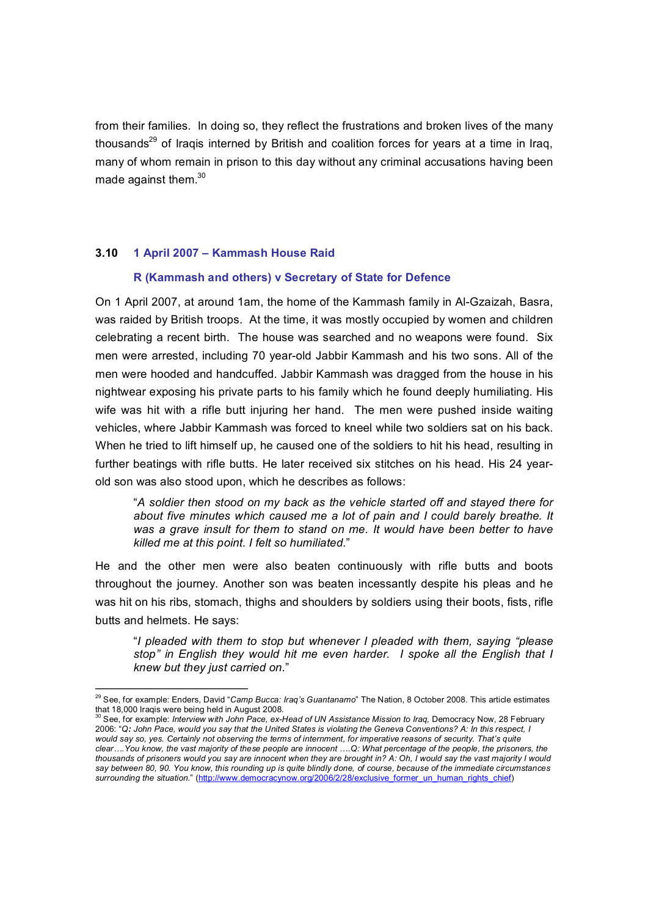from their families. In doing so, they reflect the frustrations and broken lives of the many thousands[29] of Iraqis interned by British and coalition forces for years at a time in Iraq, many of whom remain in prison to this day without any criminal accusations having been made against them.[30]

### 3.10 1 April 2007 – Kammash House Raid

#### R (Kammash and others) v Secretary of State for Defence

On 1 April 2007, at around 1am, the home of the Kammash family in Al-Gzaizah, Basra, was raided by British troops. At the time, it was mostly occupied by women and children celebrating a recent birth. The house was searched and no weapons were found. Six men were arrested, including 70 year-old Jabbir Kammash and his two sons. All of the men were hooded and handcuffed. Jabbir Kammash was dragged from the house in his nightwear exposing his private parts to his family which he found deeply humiliating. His wife was hit with a rifle butt injuring her hand. The men were pushed inside waiting vehicles, where Jabbir Kammash was forced to kneel while two soldiers sat on his back. When he tried to lift himself up, he caused one of the soldiers to hit his head, resulting in further beatings with rifle butts. He later received six stitches on his head. His 24 year-old son was also stood upon, which he describes as follows:

> "*A soldier then stood on my back as the vehicle started off and stayed there for about five minutes which caused me a lot of pain and I could barely breathe. It was a grave insult for them to stand on me. It would have been better to have killed me at this point. I felt so humiliated*."

He and the other men were also beaten continuously with rifle butts and boots throughout the journey. Another son was beaten incessantly despite his pleas and he was hit on his ribs, stomach, thighs and shoulders by soldiers using their boots, fists, rifle butts and helmets. He says:

> "*I pleaded with them to stop but whenever I pleaded with them, saying "please stop" in English they would hit me even harder. I spoke all the English that I knew but they just carried on*."

---

[29] See, for example: Enders, David "*Camp Bucca: Iraq's Guantanamo*" The Nation, 8 October 2008. This article estimates that 18,000 Iraqis were being held in August 2008.

[30] See, for example: *Interview with John Pace, ex-Head of UN Assistance Mission to Iraq,* Democracy Now, 28 February 2006: "*Q: John Pace, would you say that the United States is violating the Geneva Conventions? A: In this respect, I would say so, yes. Certainly not observing the terms of internment, for imperative reasons of security. That's quite clear….You know, the vast majority of these people are innocent ….Q: What percentage of the people, the prisoners, the thousands of prisoners would you say are innocent when they are brought in? A: Oh, I would say the vast majority I would say between 80, 90. You know, this rounding up is quite blindly done, of course, because of the immediate circumstances surrounding the situation.*" (http://www.democracynow.org/2006/2/28/exclusive_former_un_human_rights_chief)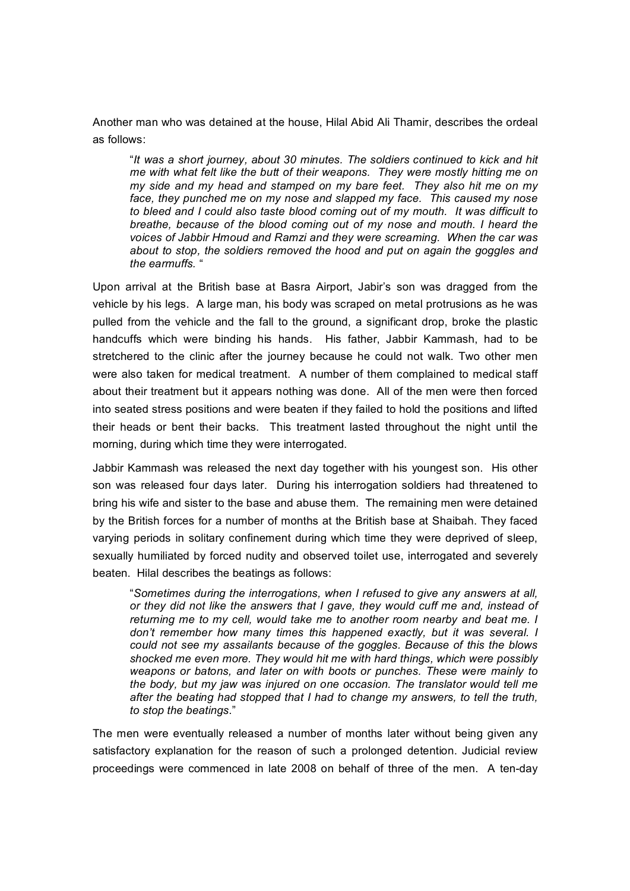Another man who was detained at the house, Hilal Abid Ali Thamir, describes the ordeal as follows:

> "*It was a short journey, about 30 minutes. The soldiers continued to kick and hit me with what felt like the butt of their weapons. They were mostly hitting me on my side and my head and stamped on my bare feet. They also hit me on my face, they punched me on my nose and slapped my face. This caused my nose to bleed and I could also taste blood coming out of my mouth. It was difficult to breathe, because of the blood coming out of my nose and mouth. I heard the voices of Jabbir Hmoud and Ramzi and they were screaming. When the car was about to stop, the soldiers removed the hood and put on again the goggles and the earmuffs.* "

Upon arrival at the British base at Basra Airport, Jabir's son was dragged from the vehicle by his legs. A large man, his body was scraped on metal protrusions as he was pulled from the vehicle and the fall to the ground, a significant drop, broke the plastic handcuffs which were binding his hands. His father, Jabbir Kammash, had to be stretchered to the clinic after the journey because he could not walk. Two other men were also taken for medical treatment. A number of them complained to medical staff about their treatment but it appears nothing was done. All of the men were then forced into seated stress positions and were beaten if they failed to hold the positions and lifted their heads or bent their backs. This treatment lasted throughout the night until the morning, during which time they were interrogated.

Jabbir Kammash was released the next day together with his youngest son. His other son was released four days later. During his interrogation soldiers had threatened to bring his wife and sister to the base and abuse them. The remaining men were detained by the British forces for a number of months at the British base at Shaibah. They faced varying periods in solitary confinement during which time they were deprived of sleep, sexually humiliated by forced nudity and observed toilet use, interrogated and severely beaten. Hilal describes the beatings as follows:

> "*Sometimes during the interrogations, when I refused to give any answers at all, or they did not like the answers that I gave, they would cuff me and, instead of returning me to my cell, would take me to another room nearby and beat me. I don't remember how many times this happened exactly, but it was several. I could not see my assailants because of the goggles. Because of this the blows shocked me even more. They would hit me with hard things, which were possibly weapons or batons, and later on with boots or punches. These were mainly to the body, but my jaw was injured on one occasion. The translator would tell me after the beating had stopped that I had to change my answers, to tell the truth, to stop the beatings*."

The men were eventually released a number of months later without being given any satisfactory explanation for the reason of such a prolonged detention. Judicial review proceedings were commenced in late 2008 on behalf of three of the men. A ten-day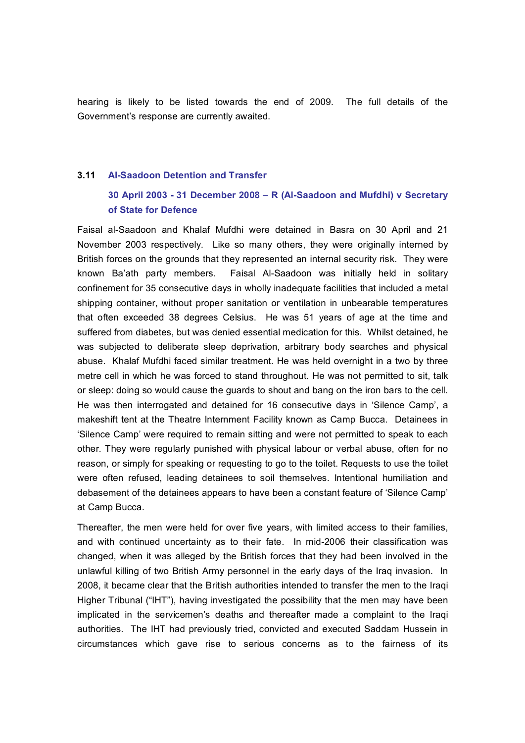hearing is likely to be listed towards the end of 2009. The full details of the Government's response are currently awaited.

### 3.11 Al-Saadoon Detention and Transfer

#### 30 April 2003 - 31 December 2008 – R (Al-Saadoon and Mufdhi) v Secretary of State for Defence

Faisal al-Saadoon and Khalaf Mufdhi were detained in Basra on 30 April and 21 November 2003 respectively. Like so many others, they were originally interned by British forces on the grounds that they represented an internal security risk. They were known Ba'ath party members. Faisal Al-Saadoon was initially held in solitary confinement for 35 consecutive days in wholly inadequate facilities that included a metal shipping container, without proper sanitation or ventilation in unbearable temperatures that often exceeded 38 degrees Celsius. He was 51 years of age at the time and suffered from diabetes, but was denied essential medication for this. Whilst detained, he was subjected to deliberate sleep deprivation, arbitrary body searches and physical abuse. Khalaf Mufdhi faced similar treatment. He was held overnight in a two by three metre cell in which he was forced to stand throughout. He was not permitted to sit, talk or sleep: doing so would cause the guards to shout and bang on the iron bars to the cell. He was then interrogated and detained for 16 consecutive days in 'Silence Camp', a makeshift tent at the Theatre Internment Facility known as Camp Bucca. Detainees in 'Silence Camp' were required to remain sitting and were not permitted to speak to each other. They were regularly punished with physical labour or verbal abuse, often for no reason, or simply for speaking or requesting to go to the toilet. Requests to use the toilet were often refused, leading detainees to soil themselves. Intentional humiliation and debasement of the detainees appears to have been a constant feature of 'Silence Camp' at Camp Bucca.

Thereafter, the men were held for over five years, with limited access to their families, and with continued uncertainty as to their fate. In mid-2006 their classification was changed, when it was alleged by the British forces that they had been involved in the unlawful killing of two British Army personnel in the early days of the Iraq invasion. In 2008, it became clear that the British authorities intended to transfer the men to the Iraqi Higher Tribunal ("IHT"), having investigated the possibility that the men may have been implicated in the servicemen's deaths and thereafter made a complaint to the Iraqi authorities. The IHT had previously tried, convicted and executed Saddam Hussein in circumstances which gave rise to serious concerns as to the fairness of its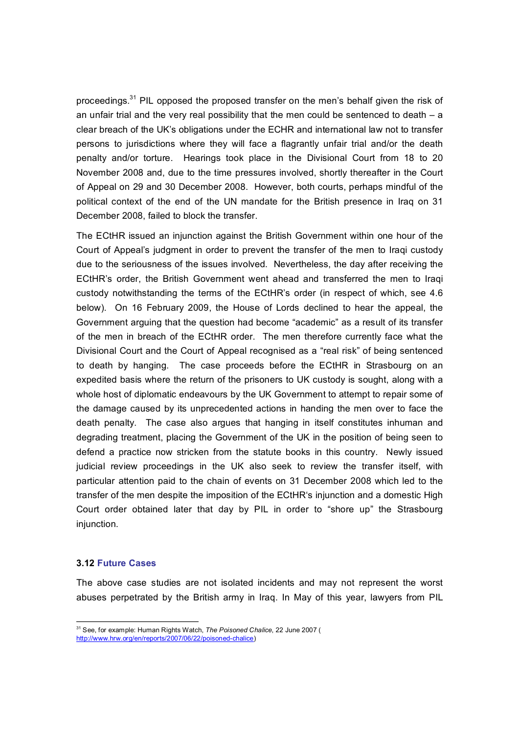proceedings.[31] PIL opposed the proposed transfer on the men's behalf given the risk of an unfair trial and the very real possibility that the men could be sentenced to death – a clear breach of the UK's obligations under the ECHR and international law not to transfer persons to jurisdictions where they will face a flagrantly unfair trial and/or the death penalty and/or torture. Hearings took place in the Divisional Court from 18 to 20 November 2008 and, due to the time pressures involved, shortly thereafter in the Court of Appeal on 29 and 30 December 2008. However, both courts, perhaps mindful of the political context of the end of the UN mandate for the British presence in Iraq on 31 December 2008, failed to block the transfer.

The ECtHR issued an injunction against the British Government within one hour of the Court of Appeal's judgment in order to prevent the transfer of the men to Iraqi custody due to the seriousness of the issues involved. Nevertheless, the day after receiving the ECtHR's order, the British Government went ahead and transferred the men to Iraqi custody notwithstanding the terms of the ECtHR's order (in respect of which, see 4.6 below). On 16 February 2009, the House of Lords declined to hear the appeal, the Government arguing that the question had become "academic" as a result of its transfer of the men in breach of the ECtHR order. The men therefore currently face what the Divisional Court and the Court of Appeal recognised as a "real risk" of being sentenced to death by hanging. The case proceeds before the ECtHR in Strasbourg on an expedited basis where the return of the prisoners to UK custody is sought, along with a whole host of diplomatic endeavours by the UK Government to attempt to repair some of the damage caused by its unprecedented actions in handing the men over to face the death penalty. The case also argues that hanging in itself constitutes inhuman and degrading treatment, placing the Government of the UK in the position of being seen to defend a practice now stricken from the statute books in this country. Newly issued judicial review proceedings in the UK also seek to review the transfer itself, with particular attention paid to the chain of events on 31 December 2008 which led to the transfer of the men despite the imposition of the ECtHR's injunction and a domestic High Court order obtained later that day by PIL in order to "shore up" the Strasbourg injunction.

### 3.12 Future Cases

The above case studies are not isolated incidents and may not represent the worst abuses perpetrated by the British army in Iraq. In May of this year, lawyers from PIL

---

[31] See, for example: Human Rights Watch, *The Poisoned Chalice*, 22 June 2007 (http://www.hrw.org/en/reports/2007/06/22/poisoned-chalice)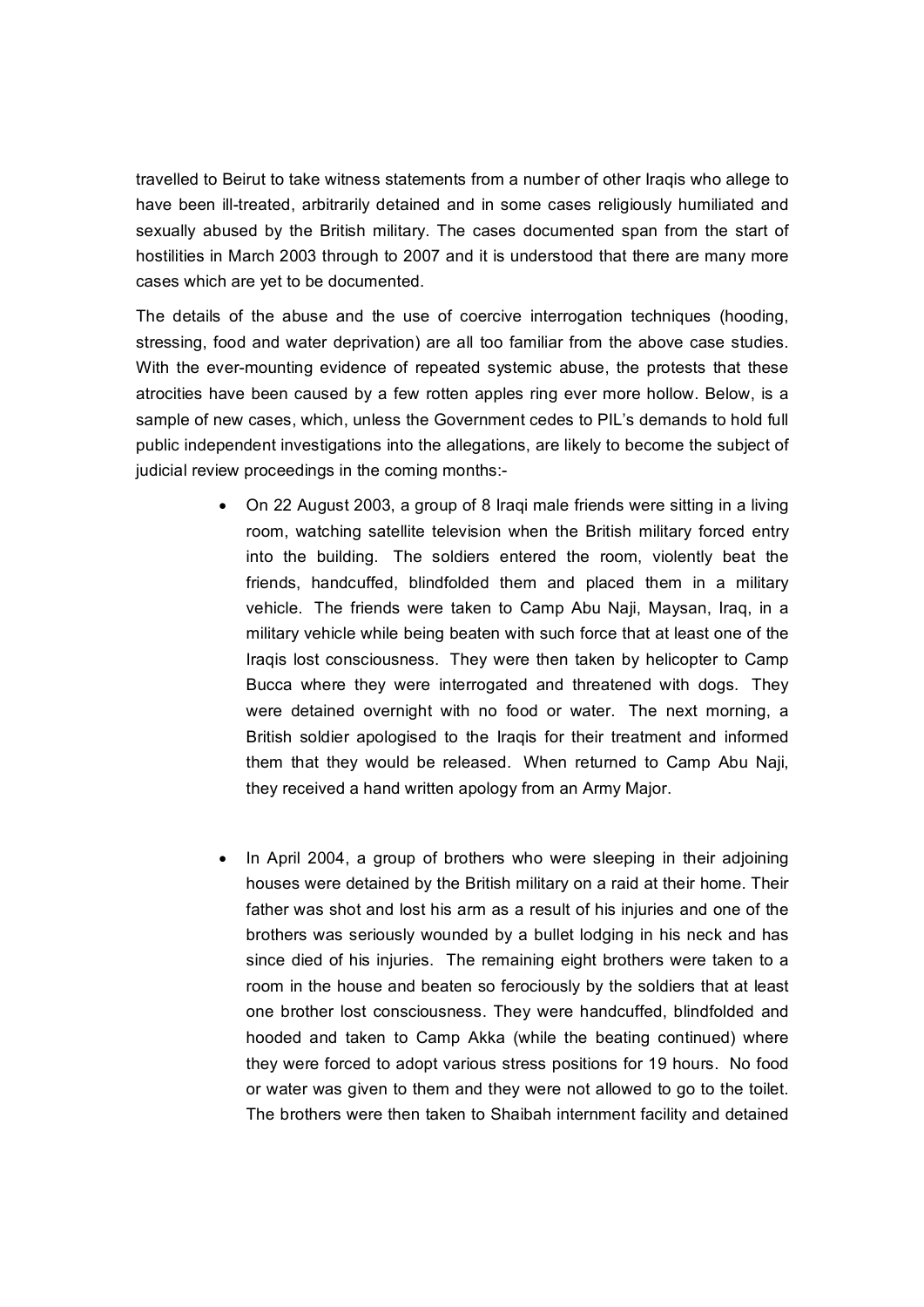travelled to Beirut to take witness statements from a number of other Iraqis who allege to have been ill-treated, arbitrarily detained and in some cases religiously humiliated and sexually abused by the British military. The cases documented span from the start of hostilities in March 2003 through to 2007 and it is understood that there are many more cases which are yet to be documented.

The details of the abuse and the use of coercive interrogation techniques (hooding, stressing, food and water deprivation) are all too familiar from the above case studies. With the ever-mounting evidence of repeated systemic abuse, the protests that these atrocities have been caused by a few rotten apples ring ever more hollow. Below, is a sample of new cases, which, unless the Government cedes to PIL's demands to hold full public independent investigations into the allegations, are likely to become the subject of judicial review proceedings in the coming months:-

- On 22 August 2003, a group of 8 Iraqi male friends were sitting in a living room, watching satellite television when the British military forced entry into the building. The soldiers entered the room, violently beat the friends, handcuffed, blindfolded them and placed them in a military vehicle. The friends were taken to Camp Abu Naji, Maysan, Iraq, in a military vehicle while being beaten with such force that at least one of the Iraqis lost consciousness. They were then taken by helicopter to Camp Bucca where they were interrogated and threatened with dogs. They were detained overnight with no food or water. The next morning, a British soldier apologised to the Iraqis for their treatment and informed them that they would be released. When returned to Camp Abu Naji, they received a hand written apology from an Army Major.

- In April 2004, a group of brothers who were sleeping in their adjoining houses were detained by the British military on a raid at their home. Their father was shot and lost his arm as a result of his injuries and one of the brothers was seriously wounded by a bullet lodging in his neck and has since died of his injuries. The remaining eight brothers were taken to a room in the house and beaten so ferociously by the soldiers that at least one brother lost consciousness. They were handcuffed, blindfolded and hooded and taken to Camp Akka (while the beating continued) where they were forced to adopt various stress positions for 19 hours. No food or water was given to them and they were not allowed to go to the toilet. The brothers were then taken to Shaibah internment facility and detained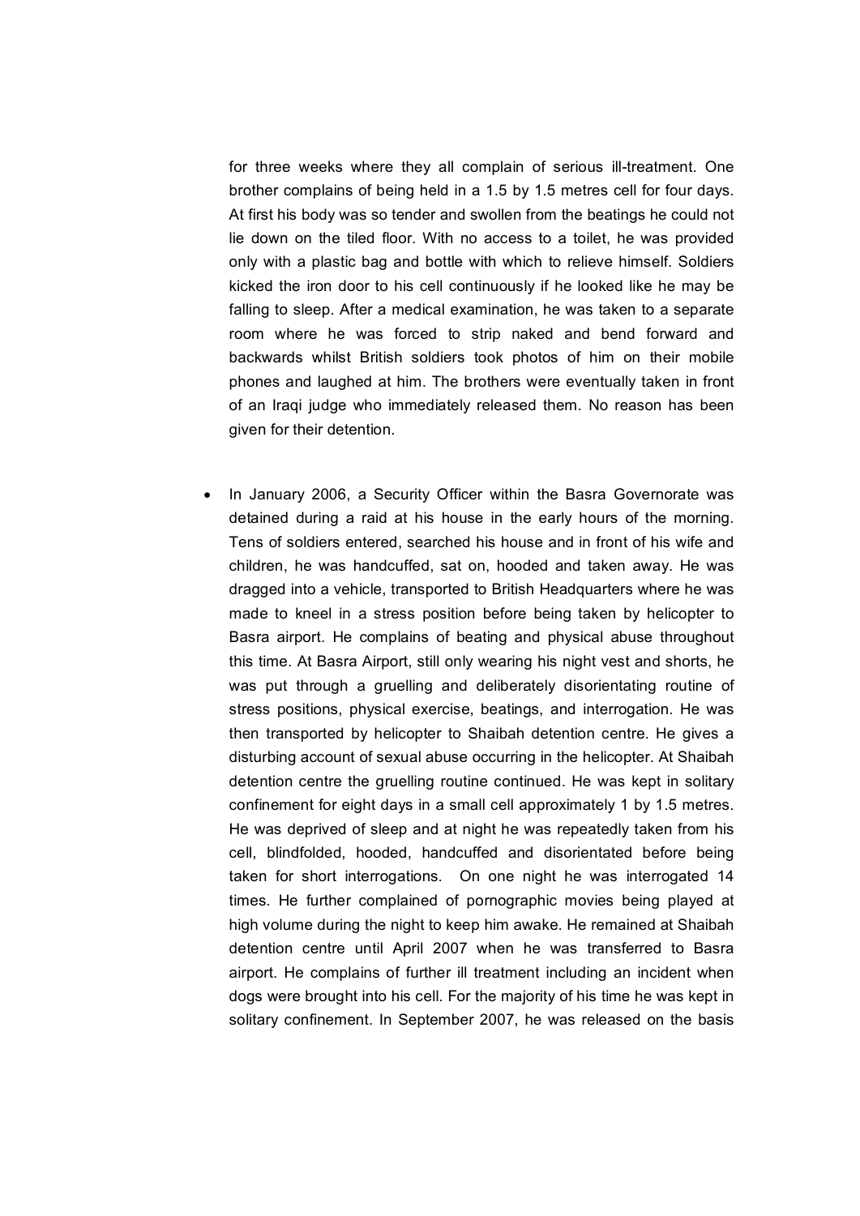for three weeks where they all complain of serious ill-treatment. One brother complains of being held in a 1.5 by 1.5 metres cell for four days. At first his body was so tender and swollen from the beatings he could not lie down on the tiled floor. With no access to a toilet, he was provided only with a plastic bag and bottle with which to relieve himself. Soldiers kicked the iron door to his cell continuously if he looked like he may be falling to sleep. After a medical examination, he was taken to a separate room where he was forced to strip naked and bend forward and backwards whilst British soldiers took photos of him on their mobile phones and laughed at him. The brothers were eventually taken in front of an Iraqi judge who immediately released them. No reason has been given for their detention.

- In January 2006, a Security Officer within the Basra Governorate was detained during a raid at his house in the early hours of the morning. Tens of soldiers entered, searched his house and in front of his wife and children, he was handcuffed, sat on, hooded and taken away. He was dragged into a vehicle, transported to British Headquarters where he was made to kneel in a stress position before being taken by helicopter to Basra airport. He complains of beating and physical abuse throughout this time. At Basra Airport, still only wearing his night vest and shorts, he was put through a gruelling and deliberately disorientating routine of stress positions, physical exercise, beatings, and interrogation. He was then transported by helicopter to Shaibah detention centre. He gives a disturbing account of sexual abuse occurring in the helicopter. At Shaibah detention centre the gruelling routine continued. He was kept in solitary confinement for eight days in a small cell approximately 1 by 1.5 metres. He was deprived of sleep and at night he was repeatedly taken from his cell, blindfolded, hooded, handcuffed and disorientated before being taken for short interrogations. On one night he was interrogated 14 times. He further complained of pornographic movies being played at high volume during the night to keep him awake. He remained at Shaibah detention centre until April 2007 when he was transferred to Basra airport. He complains of further ill treatment including an incident when dogs were brought into his cell. For the majority of his time he was kept in solitary confinement. In September 2007, he was released on the basis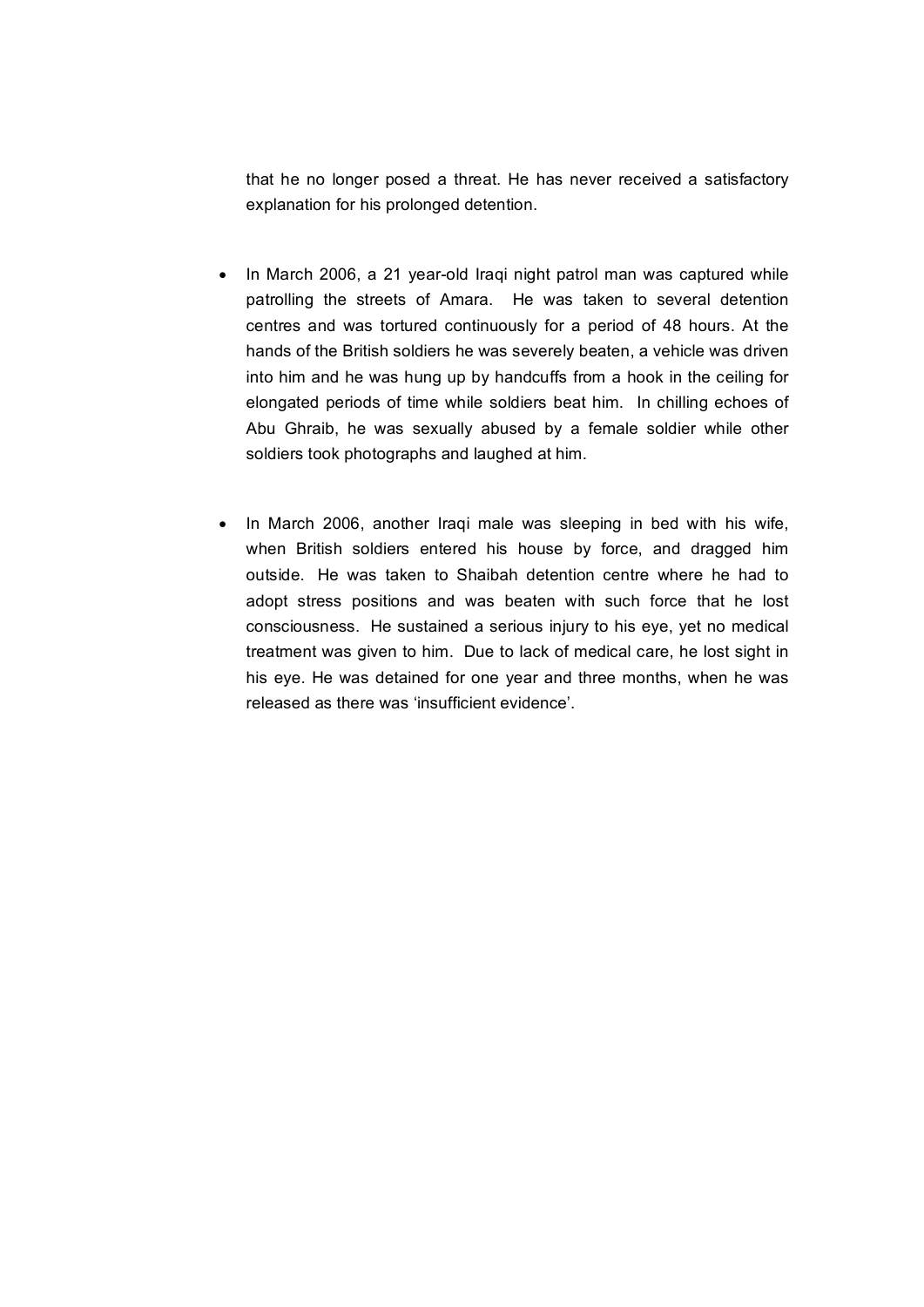that he no longer posed a threat. He has never received a satisfactory explanation for his prolonged detention.

- In March 2006, a 21 year-old Iraqi night patrol man was captured while patrolling the streets of Amara. He was taken to several detention centres and was tortured continuously for a period of 48 hours. At the hands of the British soldiers he was severely beaten, a vehicle was driven into him and he was hung up by handcuffs from a hook in the ceiling for elongated periods of time while soldiers beat him. In chilling echoes of Abu Ghraib, he was sexually abused by a female soldier while other soldiers took photographs and laughed at him.

- In March 2006, another Iraqi male was sleeping in bed with his wife, when British soldiers entered his house by force, and dragged him outside. He was taken to Shaibah detention centre where he had to adopt stress positions and was beaten with such force that he lost consciousness. He sustained a serious injury to his eye, yet no medical treatment was given to him. Due to lack of medical care, he lost sight in his eye. He was detained for one year and three months, when he was released as there was 'insufficient evidence'.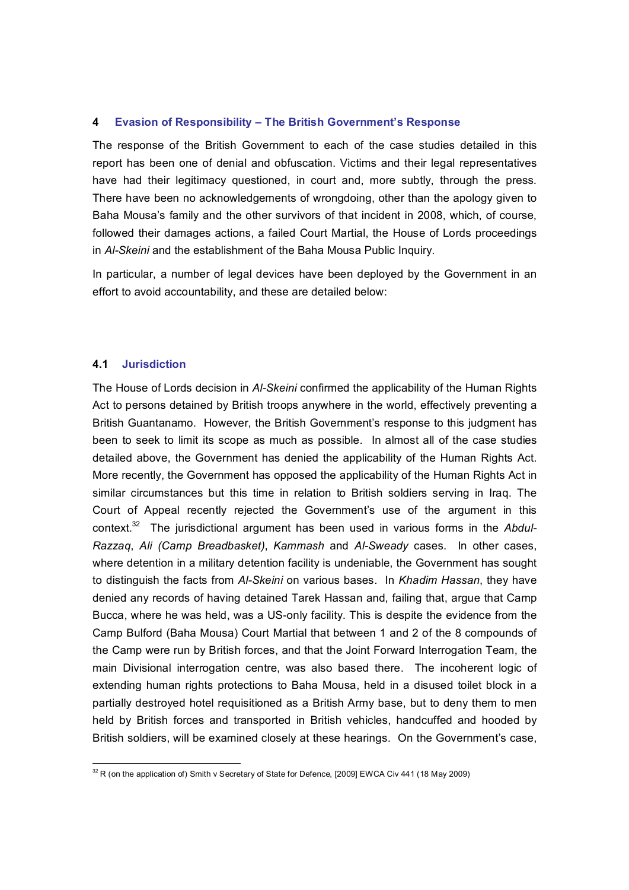## 4 Evasion of Responsibility – The British Government's Response

The response of the British Government to each of the case studies detailed in this report has been one of denial and obfuscation. Victims and their legal representatives have had their legitimacy questioned, in court and, more subtly, through the press. There have been no acknowledgements of wrongdoing, other than the apology given to Baha Mousa's family and the other survivors of that incident in 2008, which, of course, followed their damages actions, a failed Court Martial, the House of Lords proceedings in *Al-Skeini* and the establishment of the Baha Mousa Public Inquiry.

In particular, a number of legal devices have been deployed by the Government in an effort to avoid accountability, and these are detailed below:

### 4.1 Jurisdiction

The House of Lords decision in *Al-Skeini* confirmed the applicability of the Human Rights Act to persons detained by British troops anywhere in the world, effectively preventing a British Guantanamo. However, the British Government's response to this judgment has been to seek to limit its scope as much as possible. In almost all of the case studies detailed above, the Government has denied the applicability of the Human Rights Act. More recently, the Government has opposed the applicability of the Human Rights Act in similar circumstances but this time in relation to British soldiers serving in Iraq. The Court of Appeal recently rejected the Government's use of the argument in this context.[32] The jurisdictional argument has been used in various forms in the *Abdul-Razzaq*, *Ali (Camp Breadbasket)*, *Kammash* and *Al-Sweady* cases. In other cases, where detention in a military detention facility is undeniable, the Government has sought to distinguish the facts from *Al-Skeini* on various bases. In *Khadim Hassan*, they have denied any records of having detained Tarek Hassan and, failing that, argue that Camp Bucca, where he was held, was a US-only facility. This is despite the evidence from the Camp Bulford (Baha Mousa) Court Martial that between 1 and 2 of the 8 compounds of the Camp were run by British forces, and that the Joint Forward Interrogation Team, the main Divisional interrogation centre, was also based there. The incoherent logic of extending human rights protections to Baha Mousa, held in a disused toilet block in a partially destroyed hotel requisitioned as a British Army base, but to deny them to men held by British forces and transported in British vehicles, handcuffed and hooded by British soldiers, will be examined closely at these hearings. On the Government's case,

[32] R (on the application of) Smith v Secretary of State for Defence, [2009] EWCA Civ 441 (18 May 2009)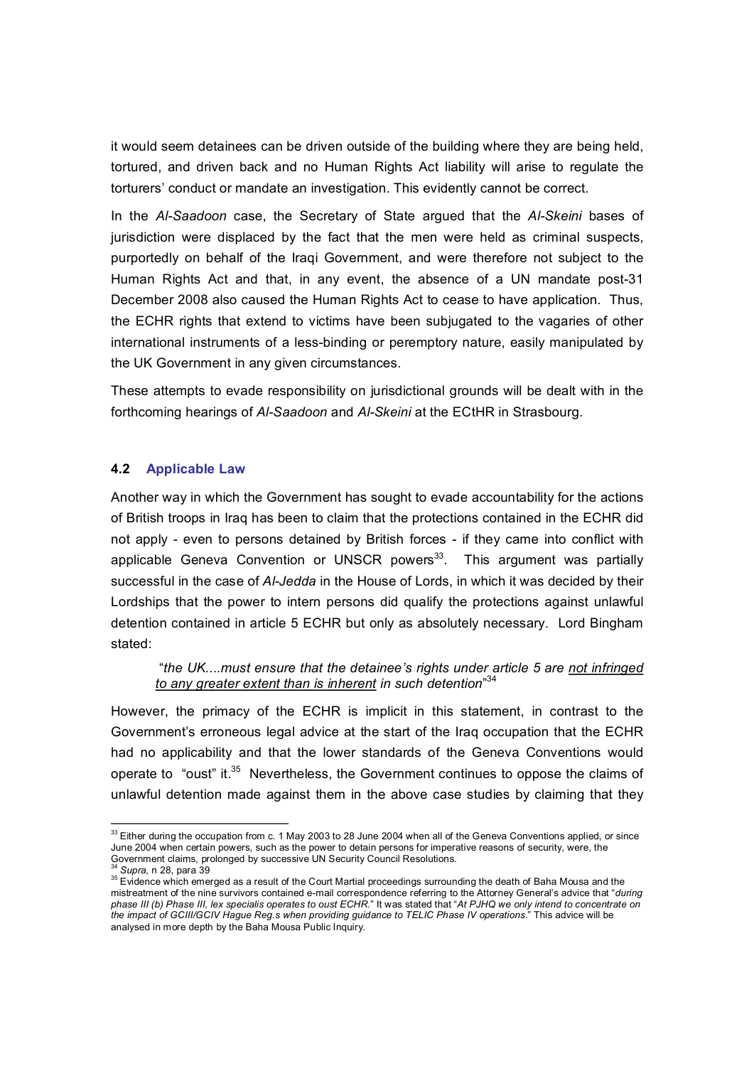it would seem detainees can be driven outside of the building where they are being held, tortured, and driven back and no Human Rights Act liability will arise to regulate the torturers' conduct or mandate an investigation. This evidently cannot be correct.

In the *Al-Saadoon* case, the Secretary of State argued that the *Al-Skeini* bases of jurisdiction were displaced by the fact that the men were held as criminal suspects, purportedly on behalf of the Iraqi Government, and were therefore not subject to the Human Rights Act and that, in any event, the absence of a UN mandate post-31 December 2008 also caused the Human Rights Act to cease to have application. Thus, the ECHR rights that extend to victims have been subjugated to the vagaries of other international instruments of a less-binding or peremptory nature, easily manipulated by the UK Government in any given circumstances.

These attempts to evade responsibility on jurisdictional grounds will be dealt with in the forthcoming hearings of *Al-Saadoon* and *Al-Skeini* at the ECtHR in Strasbourg.

### 4.2 Applicable Law

Another way in which the Government has sought to evade accountability for the actions of British troops in Iraq has been to claim that the protections contained in the ECHR did not apply - even to persons detained by British forces - if they came into conflict with applicable Geneva Convention or UNSCR powers[33]. This argument was partially successful in the case of *Al-Jedda* in the House of Lords, in which it was decided by their Lordships that the power to intern persons did qualify the protections against unlawful detention contained in article 5 ECHR but only as absolutely necessary. Lord Bingham stated:

> "*the UK....must ensure that the detainee's rights under article 5 are <u>not infringed to any greater extent than is inherent</u> in such detention*"[34]

However, the primacy of the ECHR is implicit in this statement, in contrast to the Government's erroneous legal advice at the start of the Iraq occupation that the ECHR had no applicability and that the lower standards of the Geneva Conventions would operate to "oust" it.[35] Nevertheless, the Government continues to oppose the claims of unlawful detention made against them in the above case studies by claiming that they

---

[33] Either during the occupation from c. 1 May 2003 to 28 June 2004 when all of the Geneva Conventions applied, or since June 2004 when certain powers, such as the power to detain persons for imperative reasons of security, were, the Government claims, prolonged by successive UN Security Council Resolutions.

[34] *Supra,* n 28, para 39

[35] Evidence which emerged as a result of the Court Martial proceedings surrounding the death of Baha Mousa and the mistreatment of the nine survivors contained e-mail correspondence referring to the Attorney General's advice that "*during phase III (b) Phase III, lex specialis operates to oust ECHR.*" It was stated that "*At PJHQ we only intend to concentrate on the impact of GCIII/GCIV Hague Reg.s when providing guidance to TELIC Phase IV operations.*" This advice will be analysed in more depth by the Baha Mousa Public Inquiry.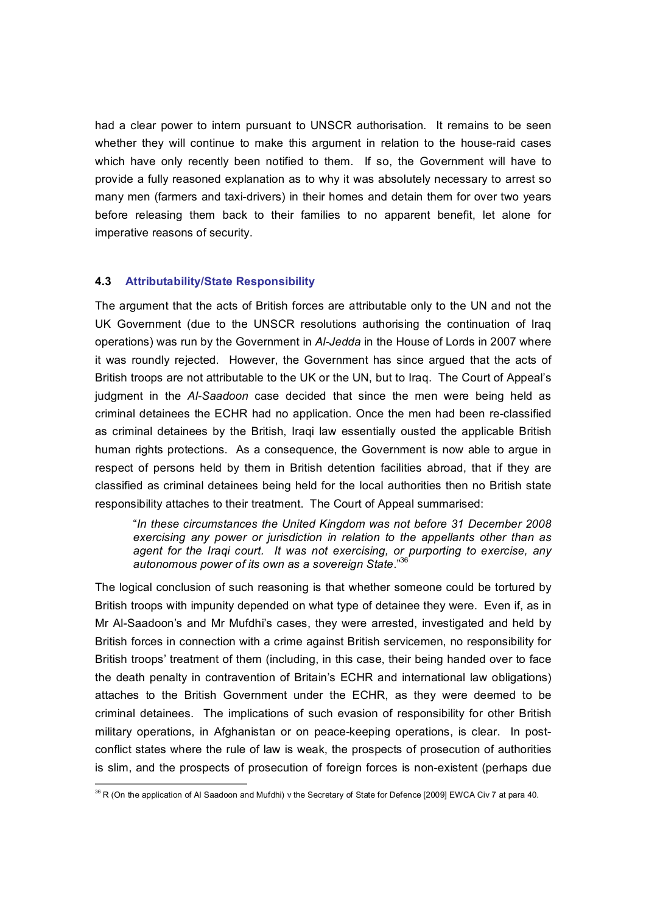had a clear power to intern pursuant to UNSCR authorisation. It remains to be seen whether they will continue to make this argument in relation to the house-raid cases which have only recently been notified to them. If so, the Government will have to provide a fully reasoned explanation as to why it was absolutely necessary to arrest so many men (farmers and taxi-drivers) in their homes and detain them for over two years before releasing them back to their families to no apparent benefit, let alone for imperative reasons of security.

### 4.3 Attributability/State Responsibility

The argument that the acts of British forces are attributable only to the UN and not the UK Government (due to the UNSCR resolutions authorising the continuation of Iraq operations) was run by the Government in *Al-Jedda* in the House of Lords in 2007 where it was roundly rejected. However, the Government has since argued that the acts of British troops are not attributable to the UK or the UN, but to Iraq. The Court of Appeal's judgment in the *Al-Saadoon* case decided that since the men were being held as criminal detainees the ECHR had no application. Once the men had been re-classified as criminal detainees by the British, Iraqi law essentially ousted the applicable British human rights protections. As a consequence, the Government is now able to argue in respect of persons held by them in British detention facilities abroad, that if they are classified as criminal detainees being held for the local authorities then no British state responsibility attaches to their treatment. The Court of Appeal summarised:

> "*In these circumstances the United Kingdom was not before 31 December 2008 exercising any power or jurisdiction in relation to the appellants other than as agent for the Iraqi court. It was not exercising, or purporting to exercise, any autonomous power of its own as a sovereign State*."[36]

The logical conclusion of such reasoning is that whether someone could be tortured by British troops with impunity depended on what type of detainee they were. Even if, as in Mr Al-Saadoon's and Mr Mufdhi's cases, they were arrested, investigated and held by British forces in connection with a crime against British servicemen, no responsibility for British troops' treatment of them (including, in this case, their being handed over to face the death penalty in contravention of Britain's ECHR and international law obligations) attaches to the British Government under the ECHR, as they were deemed to be criminal detainees. The implications of such evasion of responsibility for other British military operations, in Afghanistan or on peace-keeping operations, is clear. In post-conflict states where the rule of law is weak, the prospects of prosecution of authorities is slim, and the prospects of prosecution of foreign forces is non-existent (perhaps due

[36] R (On the application of Al Saadoon and Mufdhi) v the Secretary of State for Defence [2009] EWCA Civ 7 at para 40.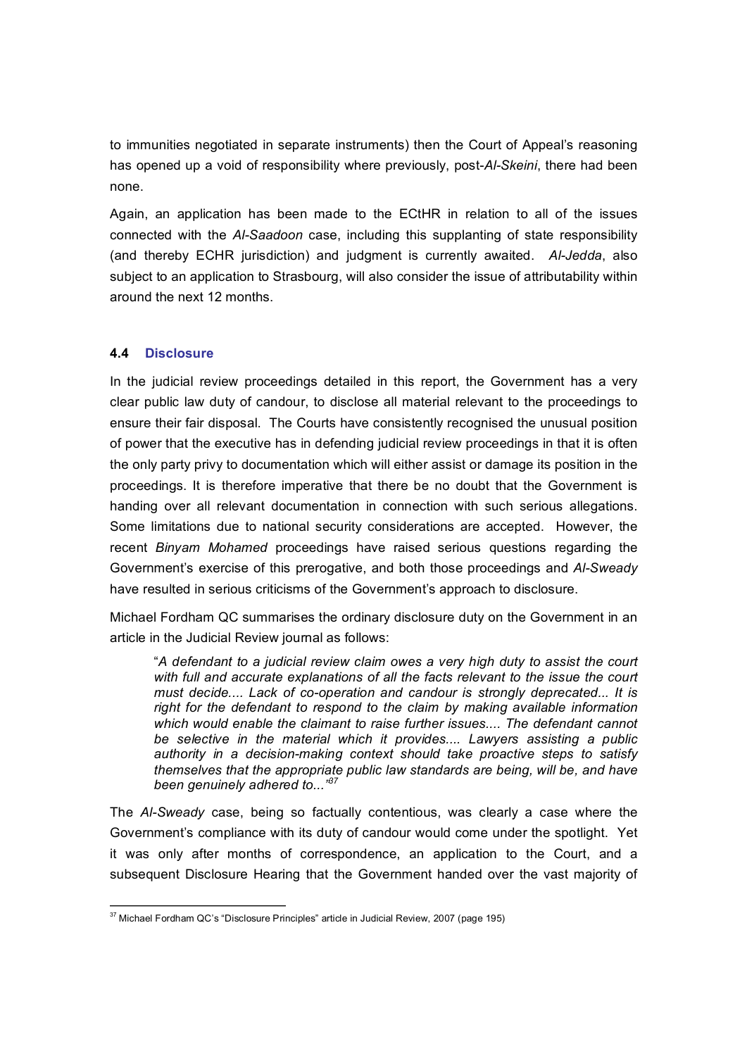to immunities negotiated in separate instruments) then the Court of Appeal's reasoning has opened up a void of responsibility where previously, post-*Al-Skeini*, there had been none.

Again, an application has been made to the ECtHR in relation to all of the issues connected with the *Al-Saadoon* case, including this supplanting of state responsibility (and thereby ECHR jurisdiction) and judgment is currently awaited. *Al-Jedda*, also subject to an application to Strasbourg, will also consider the issue of attributability within around the next 12 months.

### 4.4 Disclosure

In the judicial review proceedings detailed in this report, the Government has a very clear public law duty of candour, to disclose all material relevant to the proceedings to ensure their fair disposal. The Courts have consistently recognised the unusual position of power that the executive has in defending judicial review proceedings in that it is often the only party privy to documentation which will either assist or damage its position in the proceedings. It is therefore imperative that there be no doubt that the Government is handing over all relevant documentation in connection with such serious allegations. Some limitations due to national security considerations are accepted. However, the recent *Binyam Mohamed* proceedings have raised serious questions regarding the Government's exercise of this prerogative, and both those proceedings and *Al-Sweady* have resulted in serious criticisms of the Government's approach to disclosure.

Michael Fordham QC summarises the ordinary disclosure duty on the Government in an article in the Judicial Review journal as follows:

> "*A defendant to a judicial review claim owes a very high duty to assist the court with full and accurate explanations of all the facts relevant to the issue the court must decide.... Lack of co-operation and candour is strongly deprecated... It is right for the defendant to respond to the claim by making available information which would enable the claimant to raise further issues.... The defendant cannot be selective in the material which it provides.... Lawyers assisting a public authority in a decision-making context should take proactive steps to satisfy themselves that the appropriate public law standards are being, will be, and have been genuinely adhered to...*"[37]

The *Al-Sweady* case, being so factually contentious, was clearly a case where the Government's compliance with its duty of candour would come under the spotlight. Yet it was only after months of correspondence, an application to the Court, and a subsequent Disclosure Hearing that the Government handed over the vast majority of

[37] Michael Fordham QC's "Disclosure Principles" article in Judicial Review, 2007 (page 195)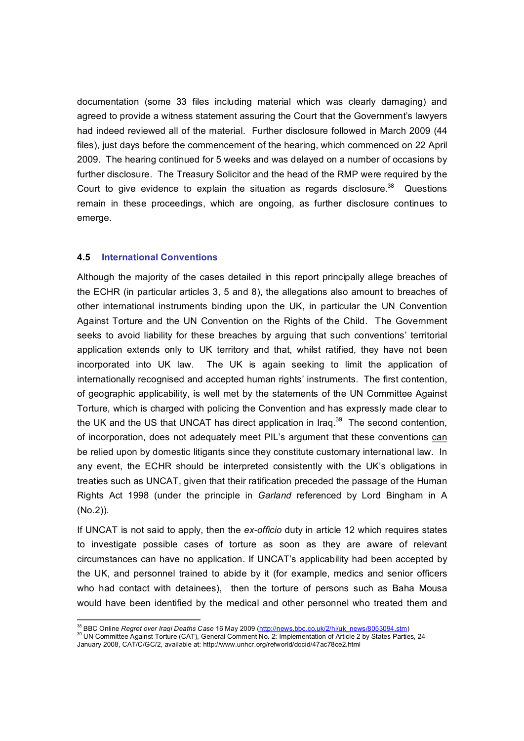documentation (some 33 files including material which was clearly damaging) and agreed to provide a witness statement assuring the Court that the Government's lawyers had indeed reviewed all of the material. Further disclosure followed in March 2009 (44 files), just days before the commencement of the hearing, which commenced on 22 April 2009. The hearing continued for 5 weeks and was delayed on a number of occasions by further disclosure. The Treasury Solicitor and the head of the RMP were required by the Court to give evidence to explain the situation as regards disclosure.[38] Questions remain in these proceedings, which are ongoing, as further disclosure continues to emerge.

### 4.5 International Conventions

Although the majority of the cases detailed in this report principally allege breaches of the ECHR (in particular articles 3, 5 and 8), the allegations also amount to breaches of other international instruments binding upon the UK, in particular the UN Convention Against Torture and the UN Convention on the Rights of the Child. The Government seeks to avoid liability for these breaches by arguing that such conventions' territorial application extends only to UK territory and that, whilst ratified, they have not been incorporated into UK law. The UK is again seeking to limit the application of internationally recognised and accepted human rights' instruments. The first contention, of geographic applicability, is well met by the statements of the UN Committee Against Torture, which is charged with policing the Convention and has expressly made clear to the UK and the US that UNCAT has direct application in Iraq.[39] The second contention, of incorporation, does not adequately meet PIL's argument that these conventions <u>can</u> be relied upon by domestic litigants since they constitute customary international law. In any event, the ECHR should be interpreted consistently with the UK's obligations in treaties such as UNCAT, given that their ratification preceded the passage of the Human Rights Act 1998 (under the principle in *Garland* referenced by Lord Bingham in A (No.2)).

If UNCAT is not said to apply, then the *ex-officio* duty in article 12 which requires states to investigate possible cases of torture as soon as they are aware of relevant circumstances can have no application. If UNCAT's applicability had been accepted by the UK, and personnel trained to abide by it (for example, medics and senior officers who had contact with detainees), then the torture of persons such as Baha Mousa would have been identified by the medical and other personnel who treated them and

---

[38] BBC Online *Regret over Iraqi Deaths Case* 16 May 2009 (http://news.bbc.co.uk/2/hi/uk_news/8053094.stm)

[39] UN Committee Against Torture (CAT), General Comment No. 2: Implementation of Article 2 by States Parties, 24 January 2008, CAT/C/GC/2, available at: http://www.unhcr.org/refworld/docid/47ac78ce2.html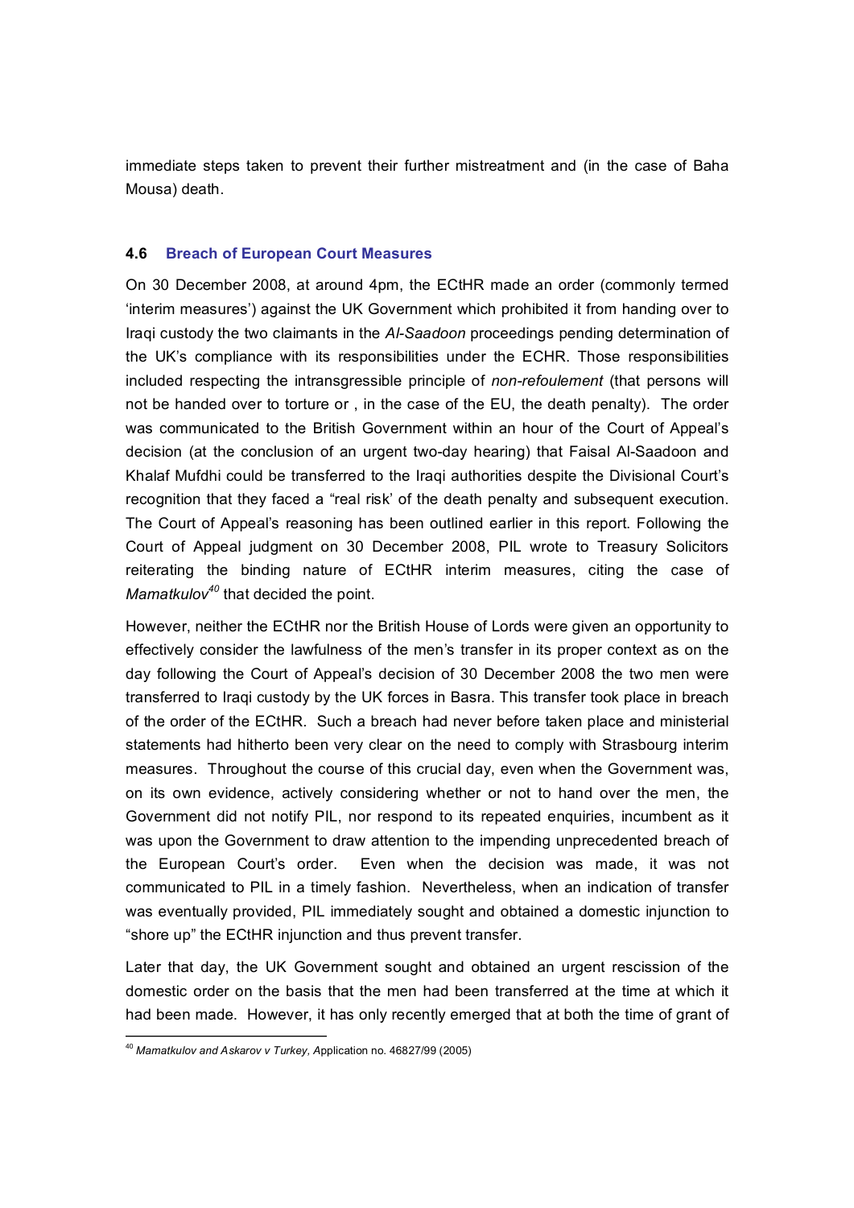immediate steps taken to prevent their further mistreatment and (in the case of Baha Mousa) death.

### 4.6 Breach of European Court Measures

On 30 December 2008, at around 4pm, the ECtHR made an order (commonly termed 'interim measures') against the UK Government which prohibited it from handing over to Iraqi custody the two claimants in the *Al-Saadoon* proceedings pending determination of the UK's compliance with its responsibilities under the ECHR. Those responsibilities included respecting the intransgressible principle of *non-refoulement* (that persons will not be handed over to torture or , in the case of the EU, the death penalty). The order was communicated to the British Government within an hour of the Court of Appeal's decision (at the conclusion of an urgent two-day hearing) that Faisal Al-Saadoon and Khalaf Mufdhi could be transferred to the Iraqi authorities despite the Divisional Court's recognition that they faced a "real risk' of the death penalty and subsequent execution. The Court of Appeal's reasoning has been outlined earlier in this report. Following the Court of Appeal judgment on 30 December 2008, PIL wrote to Treasury Solicitors reiterating the binding nature of ECtHR interim measures, citing the case of *Mamatkulov*[40] that decided the point.

However, neither the ECtHR nor the British House of Lords were given an opportunity to effectively consider the lawfulness of the men's transfer in its proper context as on the day following the Court of Appeal's decision of 30 December 2008 the two men were transferred to Iraqi custody by the UK forces in Basra. This transfer took place in breach of the order of the ECtHR. Such a breach had never before taken place and ministerial statements had hitherto been very clear on the need to comply with Strasbourg interim measures. Throughout the course of this crucial day, even when the Government was, on its own evidence, actively considering whether or not to hand over the men, the Government did not notify PIL, nor respond to its repeated enquiries, incumbent as it was upon the Government to draw attention to the impending unprecedented breach of the European Court's order. Even when the decision was made, it was not communicated to PIL in a timely fashion. Nevertheless, when an indication of transfer was eventually provided, PIL immediately sought and obtained a domestic injunction to "shore up" the ECtHR injunction and thus prevent transfer.

Later that day, the UK Government sought and obtained an urgent rescission of the domestic order on the basis that the men had been transferred at the time at which it had been made. However, it has only recently emerged that at both the time of grant of

[40] *Mamatkulov and Askarov v Turkey,* Application no. 46827/99 (2005)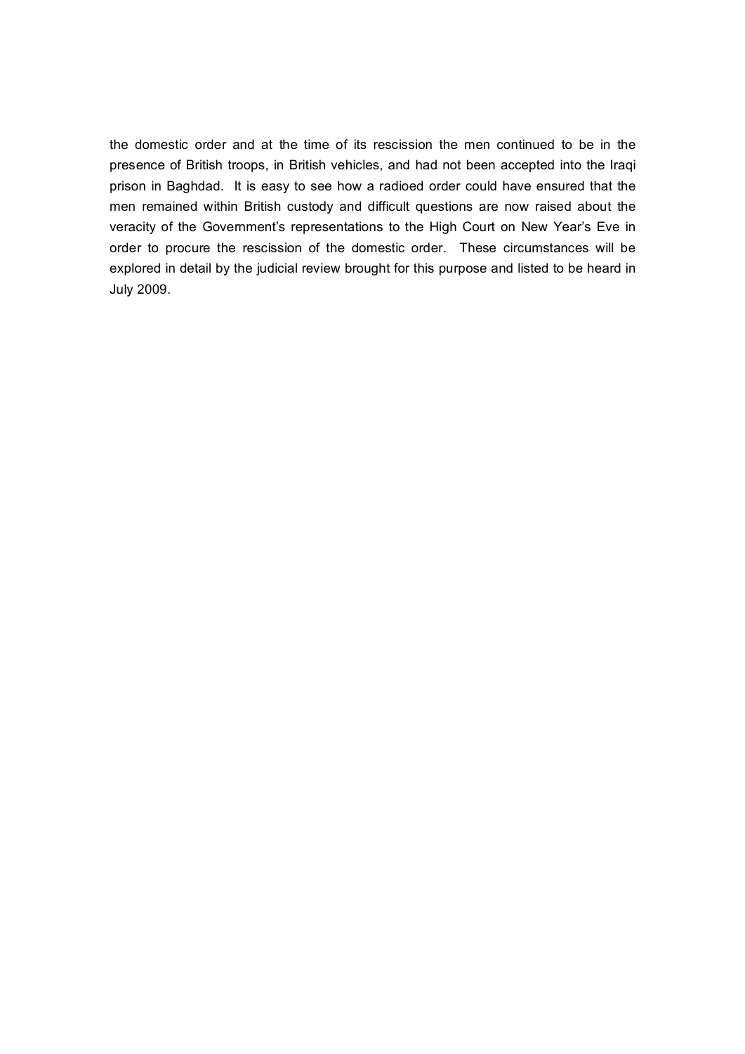the domestic order and at the time of its rescission the men continued to be in the presence of British troops, in British vehicles, and had not been accepted into the Iraqi prison in Baghdad. It is easy to see how a radioed order could have ensured that the men remained within British custody and difficult questions are now raised about the veracity of the Government's representations to the High Court on New Year's Eve in order to procure the rescission of the domestic order. These circumstances will be explored in detail by the judicial review brought for this purpose and listed to be heard in July 2009.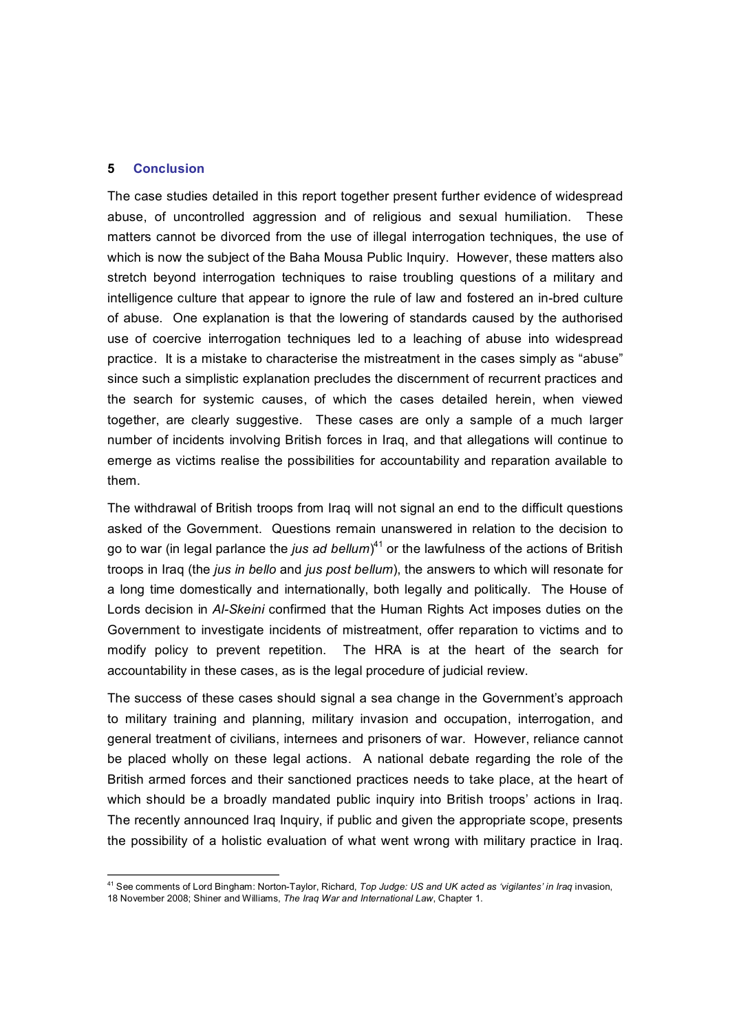## 5 Conclusion

The case studies detailed in this report together present further evidence of widespread abuse, of uncontrolled aggression and of religious and sexual humiliation. These matters cannot be divorced from the use of illegal interrogation techniques, the use of which is now the subject of the Baha Mousa Public Inquiry. However, these matters also stretch beyond interrogation techniques to raise troubling questions of a military and intelligence culture that appear to ignore the rule of law and fostered an in-bred culture of abuse. One explanation is that the lowering of standards caused by the authorised use of coercive interrogation techniques led to a leaching of abuse into widespread practice. It is a mistake to characterise the mistreatment in the cases simply as "abuse" since such a simplistic explanation precludes the discernment of recurrent practices and the search for systemic causes, of which the cases detailed herein, when viewed together, are clearly suggestive. These cases are only a sample of a much larger number of incidents involving British forces in Iraq, and that allegations will continue to emerge as victims realise the possibilities for accountability and reparation available to them.

The withdrawal of British troops from Iraq will not signal an end to the difficult questions asked of the Government. Questions remain unanswered in relation to the decision to go to war (in legal parlance the *jus ad bellum*)[41] or the lawfulness of the actions of British troops in Iraq (the *jus in bello* and *jus post bellum*), the answers to which will resonate for a long time domestically and internationally, both legally and politically. The House of Lords decision in *Al-Skeini* confirmed that the Human Rights Act imposes duties on the Government to investigate incidents of mistreatment, offer reparation to victims and to modify policy to prevent repetition. The HRA is at the heart of the search for accountability in these cases, as is the legal procedure of judicial review.

The success of these cases should signal a sea change in the Government's approach to military training and planning, military invasion and occupation, interrogation, and general treatment of civilians, internees and prisoners of war. However, reliance cannot be placed wholly on these legal actions. A national debate regarding the role of the British armed forces and their sanctioned practices needs to take place, at the heart of which should be a broadly mandated public inquiry into British troops' actions in Iraq. The recently announced Iraq Inquiry, if public and given the appropriate scope, presents the possibility of a holistic evaluation of what went wrong with military practice in Iraq.

---

[41] See comments of Lord Bingham: Norton-Taylor, Richard, *Top Judge: US and UK acted as 'vigilantes' in Iraq* invasion, 18 November 2008; Shiner and Williams, *The Iraq War and International Law*, Chapter 1.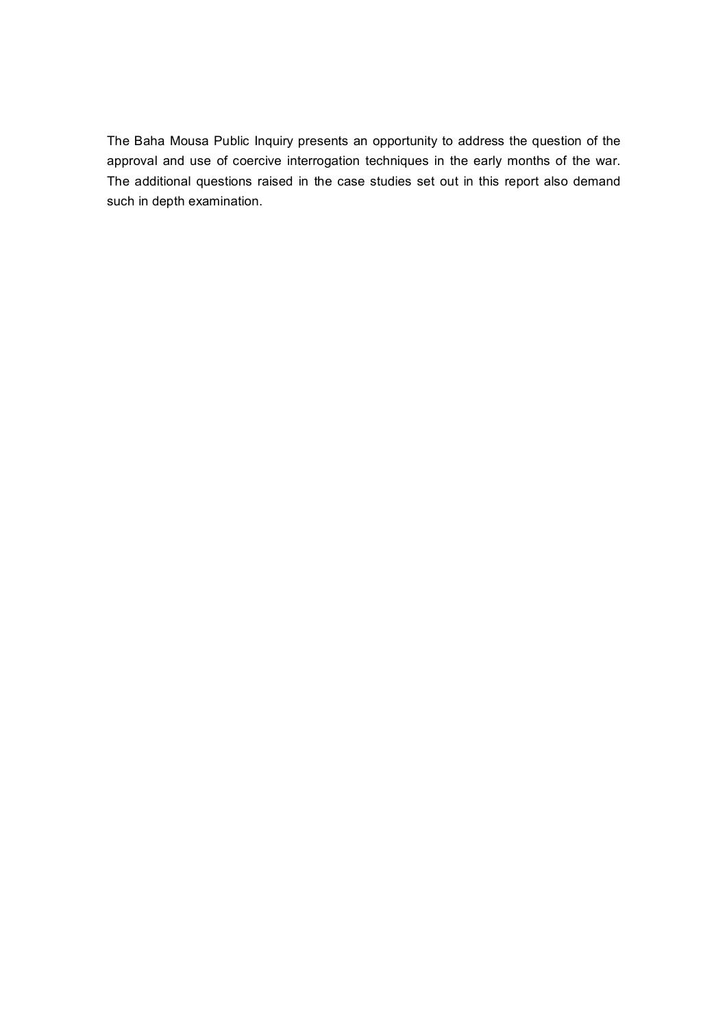The Baha Mousa Public Inquiry presents an opportunity to address the question of the approval and use of coercive interrogation techniques in the early months of the war. The additional questions raised in the case studies set out in this report also demand such in depth examination.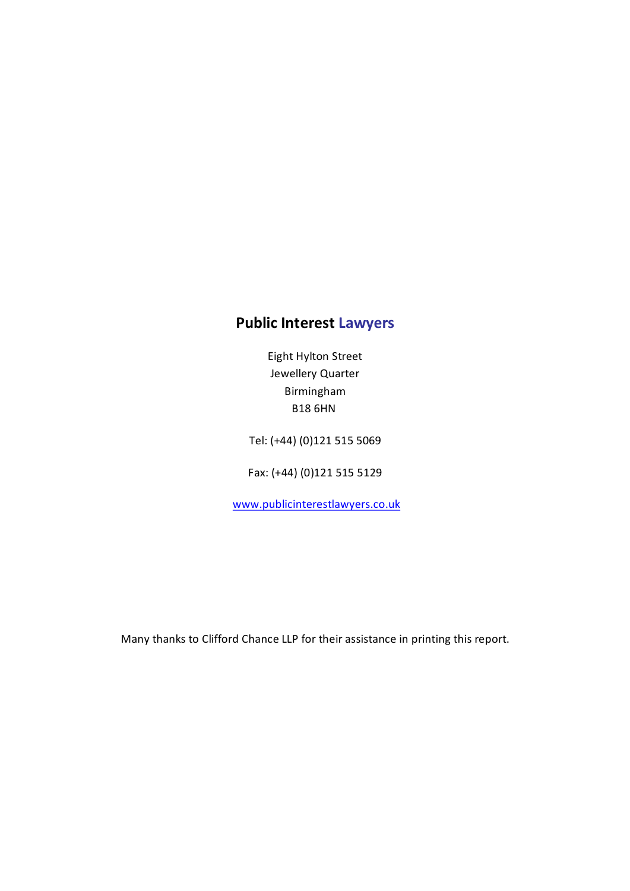**Public Interest Lawyers**

Eight Hylton Street
Jewellery Quarter
Birmingham
B18 6HN

Tel: (+44) (0)121 515 5069

Fax: (+44) (0)121 515 5129

www.publicinterestlawyers.co.uk

Many thanks to Clifford Chance LLP for their assistance in printing this report.